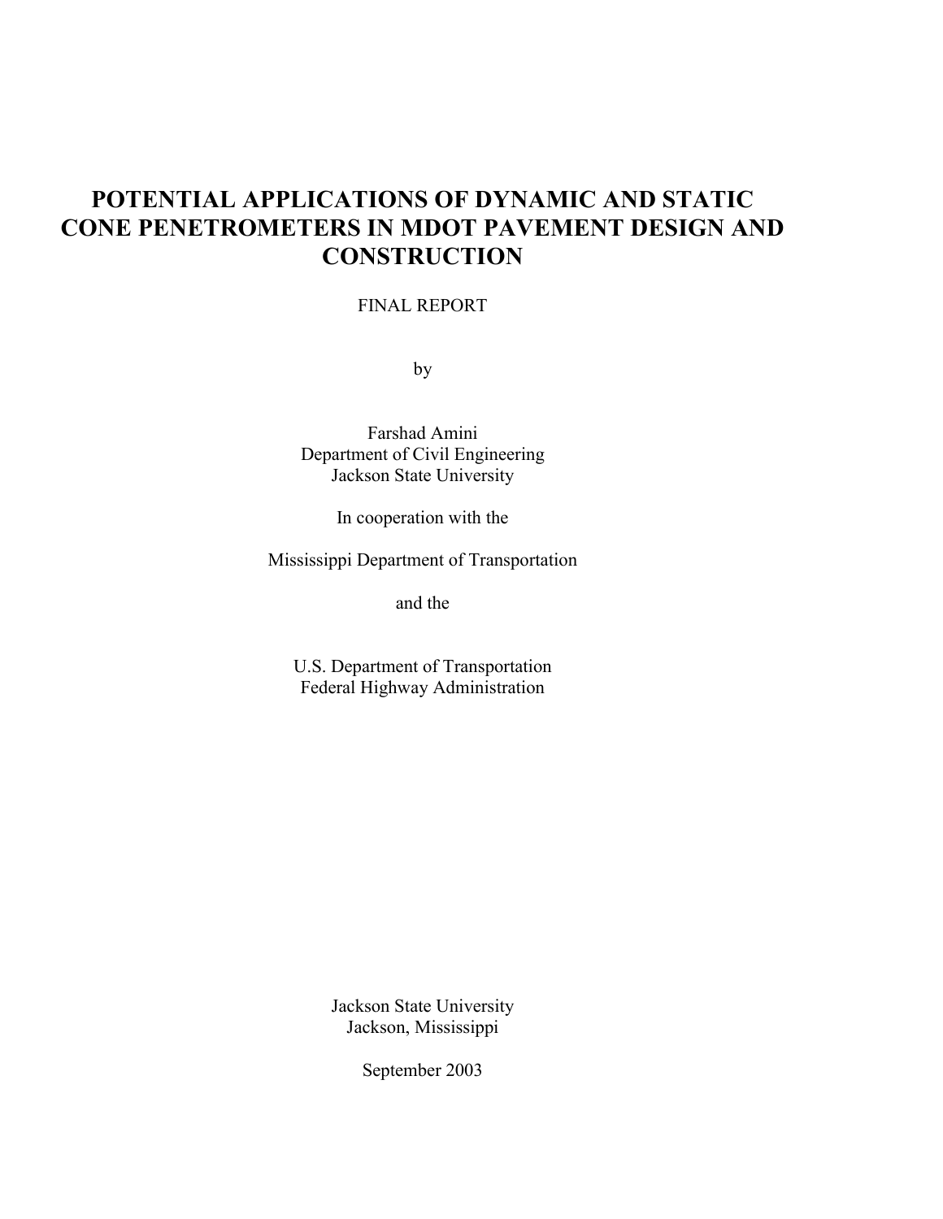# POTENTIAL APPLICATIONS OF DYNAMIC AND STATIC CONE PENETROMETERS IN MDOT PAVEMENT DESIGN AND CONSTRUCTION

FINAL REPORT

by

Farshad Amini
Department of Civil Engineering
Jackson State University

In cooperation with the

Mississippi Department of Transportation

and the

U.S. Department of Transportation
Federal Highway Administration

Jackson State University
Jackson, Mississippi

September 2003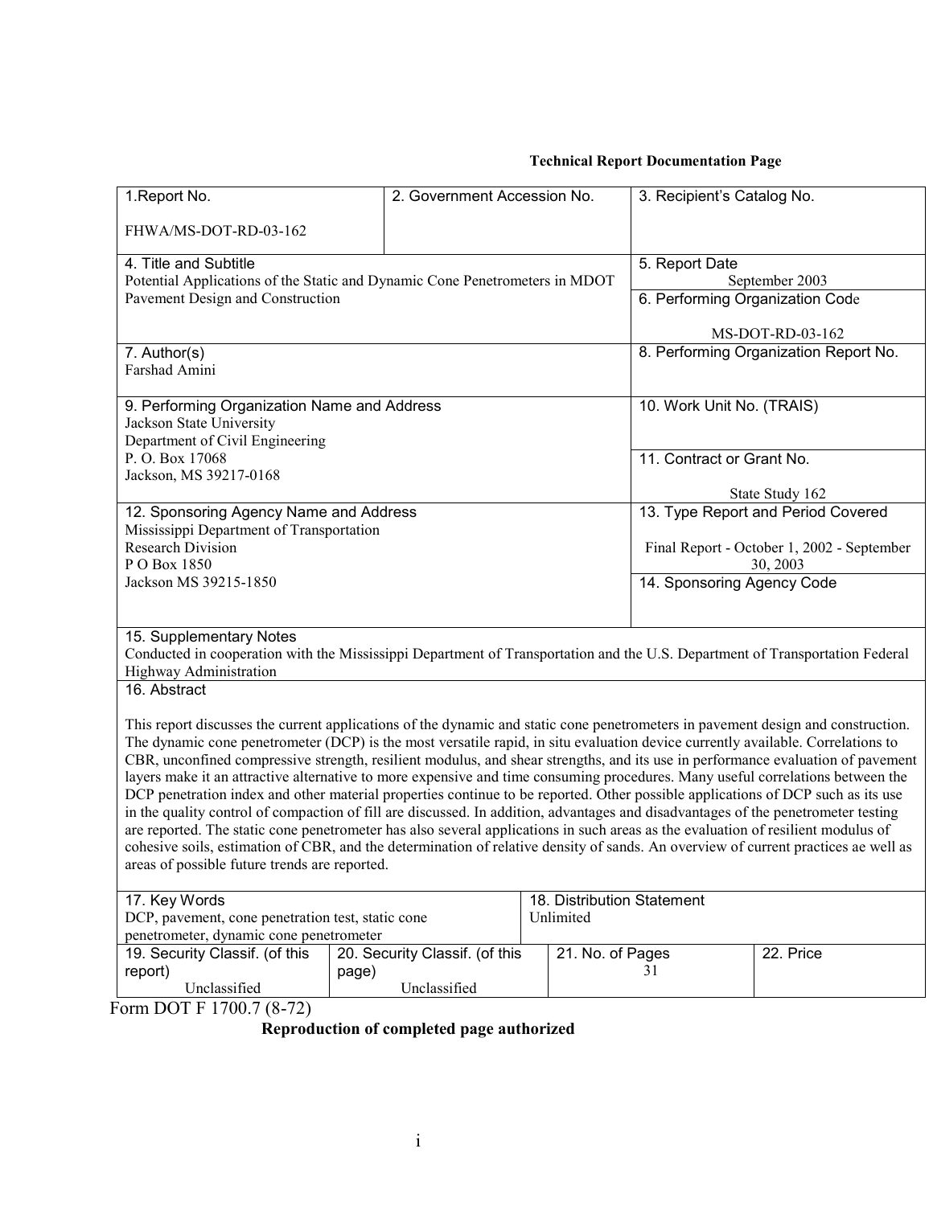**Technical Report Documentation Page**

| 1. Report No. | 2. Government Accession No. | 3. Recipient's Catalog No. |
|---|---|---|
| FHWA/MS-DOT-RD-03-162 | | |

| 4. Title and Subtitle | 5. Report Date |
|---|---|
| Potential Applications of the Static and Dynamic Cone Penetrometers in MDOT Pavement Design and Construction | September 2003 |
| | 6. Performing Organization Code<br>MS-DOT-RD-03-162 |
| 7. Author(s)<br>Farshad Amini | 8. Performing Organization Report No. |
| 9. Performing Organization Name and Address<br>Jackson State University<br>Department of Civil Engineering<br>P. O. Box 17068<br>Jackson, MS 39217-0168 | 10. Work Unit No. (TRAIS) |
| | 11. Contract or Grant No.<br>State Study 162 |
| 12. Sponsoring Agency Name and Address<br>Mississippi Department of Transportation<br>Research Division<br>P O Box 1850<br>Jackson MS 39215-1850 | 13. Type Report and Period Covered<br>Final Report - October 1, 2002 - September 30, 2003 |
| | 14. Sponsoring Agency Code |

15. Supplementary Notes

Conducted in cooperation with the Mississippi Department of Transportation and the U.S. Department of Transportation Federal Highway Administration

16. Abstract

This report discusses the current applications of the dynamic and static cone penetrometers in pavement design and construction. The dynamic cone penetrometer (DCP) is the most versatile rapid, in situ evaluation device currently available. Correlations to CBR, unconfined compressive strength, resilient modulus, and shear strengths, and its use in performance evaluation of pavement layers make it an attractive alternative to more expensive and time consuming procedures. Many useful correlations between the DCP penetration index and other material properties continue to be reported. Other possible applications of DCP such as its use in the quality control of compaction of fill are discussed. In addition, advantages and disadvantages of the penetrometer testing are reported. The static cone penetrometer has also several applications in such areas as the evaluation of resilient modulus of cohesive soils, estimation of CBR, and the determination of relative density of sands. An overview of current practices ae well as areas of possible future trends are reported.

| 17. Key Words | 18. Distribution Statement |
|---|---|
| DCP, pavement, cone penetration test, static cone penetrometer, dynamic cone penetrometer | Unlimited |

| 19. Security Classif. (of this report) | 20. Security Classif. (of this page) | 21. No. of Pages | 22. Price |
|---|---|---|---|
| Unclassified | Unclassified | 31 | |

Form DOT F 1700.7 (8-72)

**Reproduction of completed page authorized**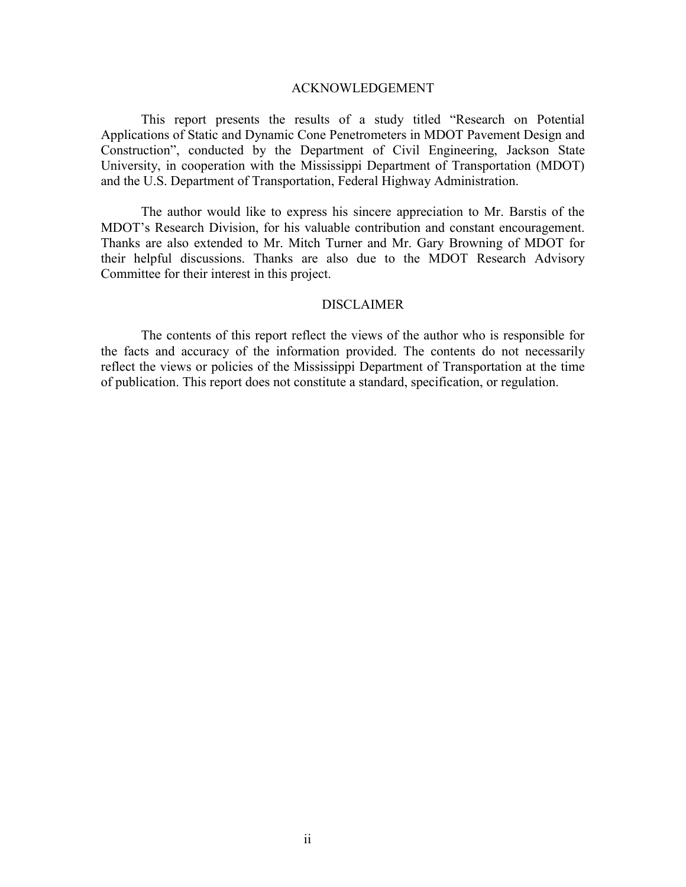## ACKNOWLEDGEMENT

This report presents the results of a study titled "Research on Potential Applications of Static and Dynamic Cone Penetrometers in MDOT Pavement Design and Construction", conducted by the Department of Civil Engineering, Jackson State University, in cooperation with the Mississippi Department of Transportation (MDOT) and the U.S. Department of Transportation, Federal Highway Administration.

The author would like to express his sincere appreciation to Mr. Barstis of the MDOT's Research Division, for his valuable contribution and constant encouragement. Thanks are also extended to Mr. Mitch Turner and Mr. Gary Browning of MDOT for their helpful discussions. Thanks are also due to the MDOT Research Advisory Committee for their interest in this project.

## DISCLAIMER

The contents of this report reflect the views of the author who is responsible for the facts and accuracy of the information provided. The contents do not necessarily reflect the views or policies of the Mississippi Department of Transportation at the time of publication. This report does not constitute a standard, specification, or regulation.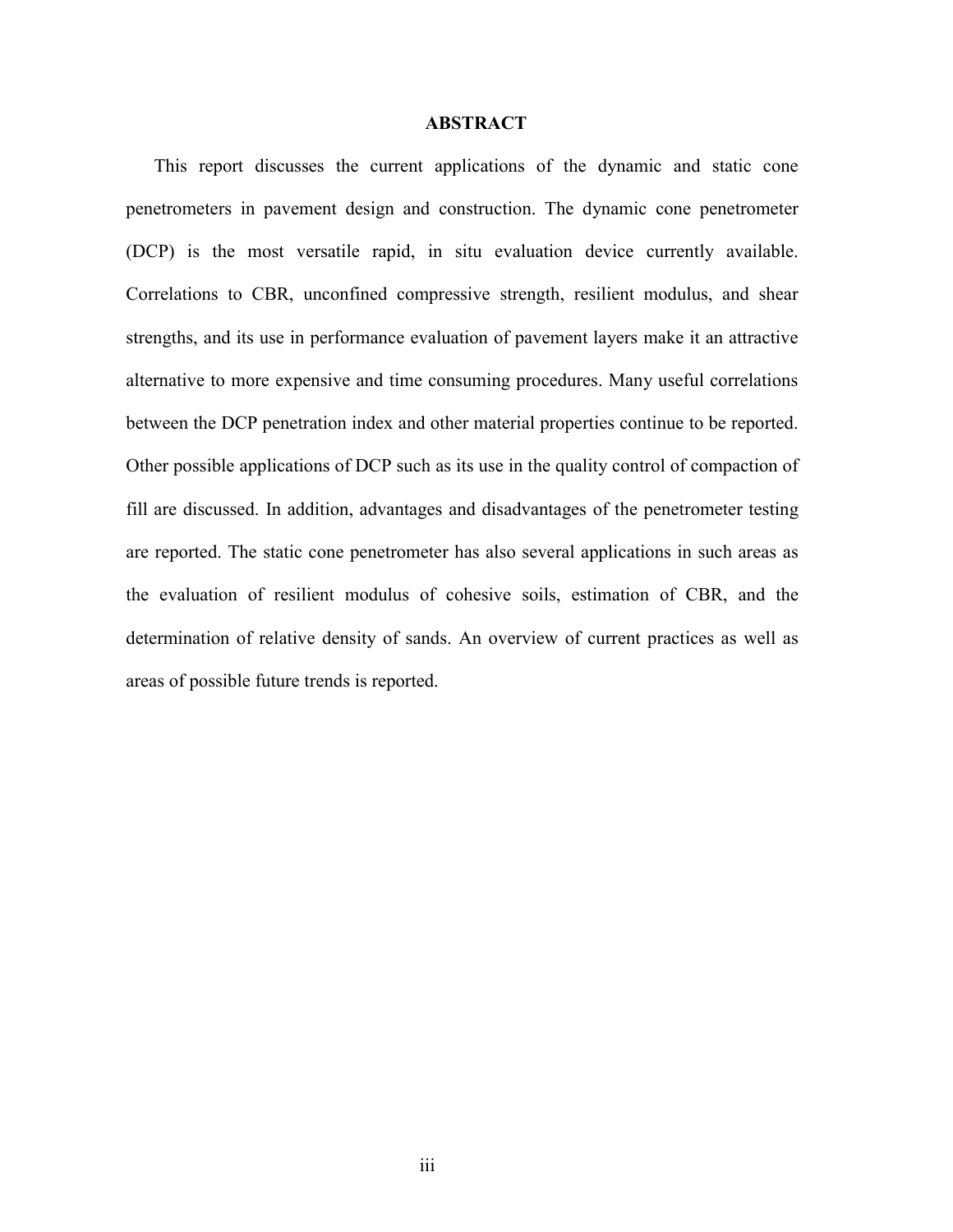# ABSTRACT

This report discusses the current applications of the dynamic and static cone penetrometers in pavement design and construction. The dynamic cone penetrometer (DCP) is the most versatile rapid, in situ evaluation device currently available. Correlations to CBR, unconfined compressive strength, resilient modulus, and shear strengths, and its use in performance evaluation of pavement layers make it an attractive alternative to more expensive and time consuming procedures. Many useful correlations between the DCP penetration index and other material properties continue to be reported. Other possible applications of DCP such as its use in the quality control of compaction of fill are discussed. In addition, advantages and disadvantages of the penetrometer testing are reported. The static cone penetrometer has also several applications in such areas as the evaluation of resilient modulus of cohesive soils, estimation of CBR, and the determination of relative density of sands. An overview of current practices as well as areas of possible future trends is reported.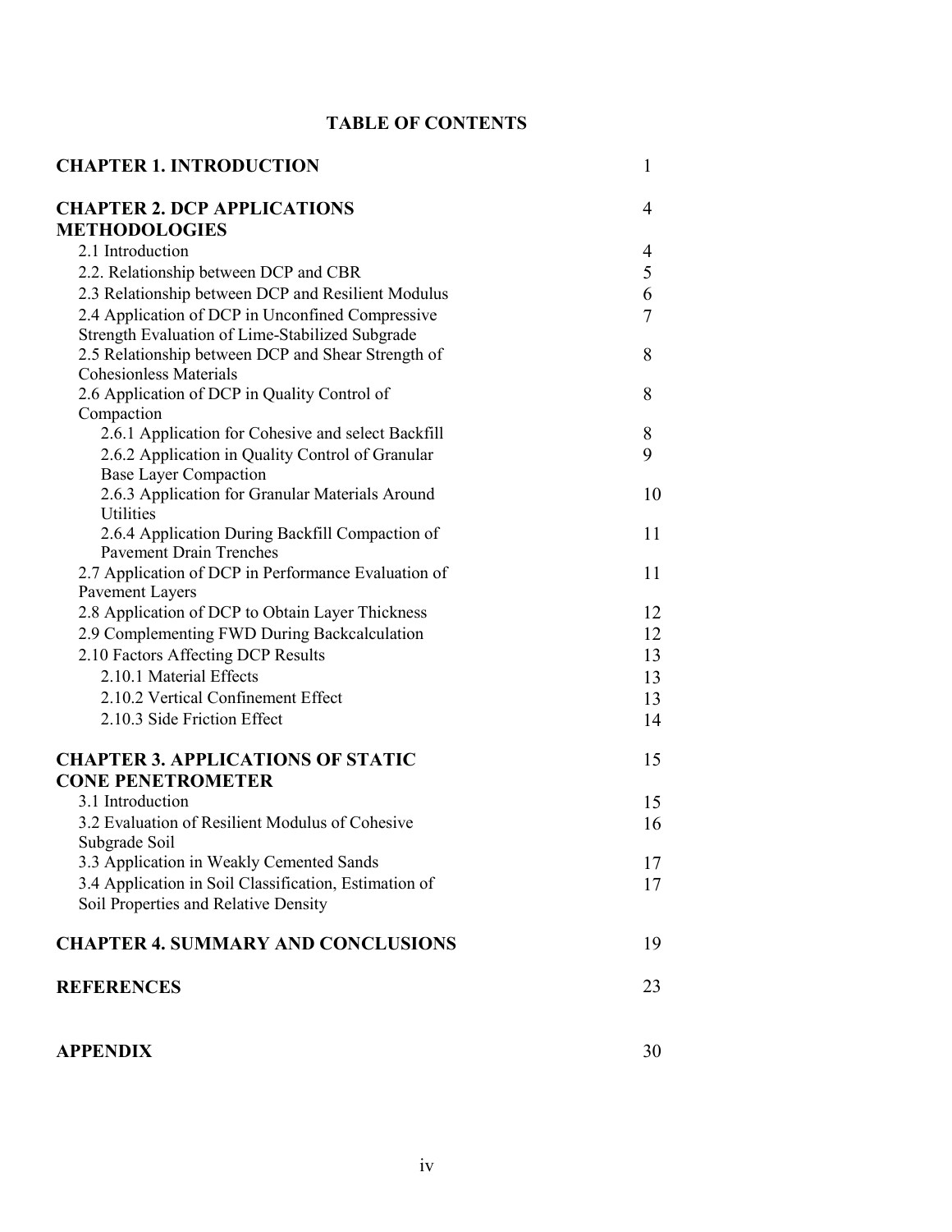**TABLE OF CONTENTS**

| | |
|---|---|
| **CHAPTER 1. INTRODUCTION** | 1 |
| **CHAPTER 2. DCP APPLICATIONS METHODOLOGIES** | 4 |
| 2.1 Introduction | 4 |
| 2.2. Relationship between DCP and CBR | 5 |
| 2.3 Relationship between DCP and Resilient Modulus | 6 |
| 2.4 Application of DCP in Unconfined Compressive Strength Evaluation of Lime-Stabilized Subgrade | 7 |
| 2.5 Relationship between DCP and Shear Strength of Cohesionless Materials | 8 |
| 2.6 Application of DCP in Quality Control of Compaction | 8 |
| 2.6.1 Application for Cohesive and select Backfill | 8 |
| 2.6.2 Application in Quality Control of Granular Base Layer Compaction | 9 |
| 2.6.3 Application for Granular Materials Around Utilities | 10 |
| 2.6.4 Application During Backfill Compaction of Pavement Drain Trenches | 11 |
| 2.7 Application of DCP in Performance Evaluation of Pavement Layers | 11 |
| 2.8 Application of DCP to Obtain Layer Thickness | 12 |
| 2.9 Complementing FWD During Backcalculation | 12 |
| 2.10 Factors Affecting DCP Results | 13 |
| 2.10.1 Material Effects | 13 |
| 2.10.2 Vertical Confinement Effect | 13 |
| 2.10.3 Side Friction Effect | 14 |
| **CHAPTER 3. APPLICATIONS OF STATIC CONE PENETROMETER** | 15 |
| 3.1 Introduction | 15 |
| 3.2 Evaluation of Resilient Modulus of Cohesive Subgrade Soil | 16 |
| 3.3 Application in Weakly Cemented Sands | 17 |
| 3.4 Application in Soil Classification, Estimation of Soil Properties and Relative Density | 17 |
| **CHAPTER 4. SUMMARY AND CONCLUSIONS** | 19 |
| **REFERENCES** | 23 |
| **APPENDIX** | 30 |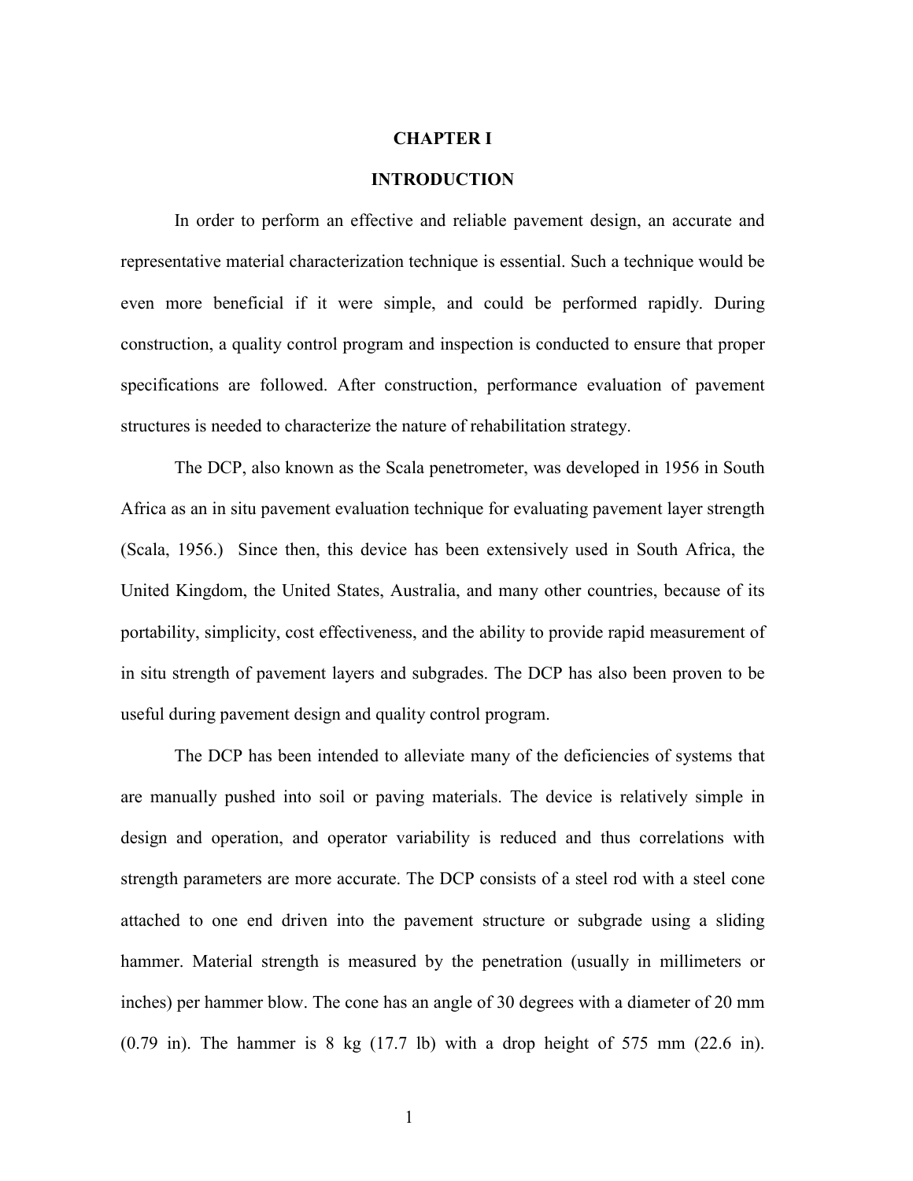# CHAPTER I

# INTRODUCTION

In order to perform an effective and reliable pavement design, an accurate and representative material characterization technique is essential. Such a technique would be even more beneficial if it were simple, and could be performed rapidly. During construction, a quality control program and inspection is conducted to ensure that proper specifications are followed. After construction, performance evaluation of pavement structures is needed to characterize the nature of rehabilitation strategy.

The DCP, also known as the Scala penetrometer, was developed in 1956 in South Africa as an in situ pavement evaluation technique for evaluating pavement layer strength (Scala, 1956.) Since then, this device has been extensively used in South Africa, the United Kingdom, the United States, Australia, and many other countries, because of its portability, simplicity, cost effectiveness, and the ability to provide rapid measurement of in situ strength of pavement layers and subgrades. The DCP has also been proven to be useful during pavement design and quality control program.

The DCP has been intended to alleviate many of the deficiencies of systems that are manually pushed into soil or paving materials. The device is relatively simple in design and operation, and operator variability is reduced and thus correlations with strength parameters are more accurate. The DCP consists of a steel rod with a steel cone attached to one end driven into the pavement structure or subgrade using a sliding hammer. Material strength is measured by the penetration (usually in millimeters or inches) per hammer blow. The cone has an angle of 30 degrees with a diameter of 20 mm (0.79 in). The hammer is 8 kg (17.7 lb) with a drop height of 575 mm (22.6 in).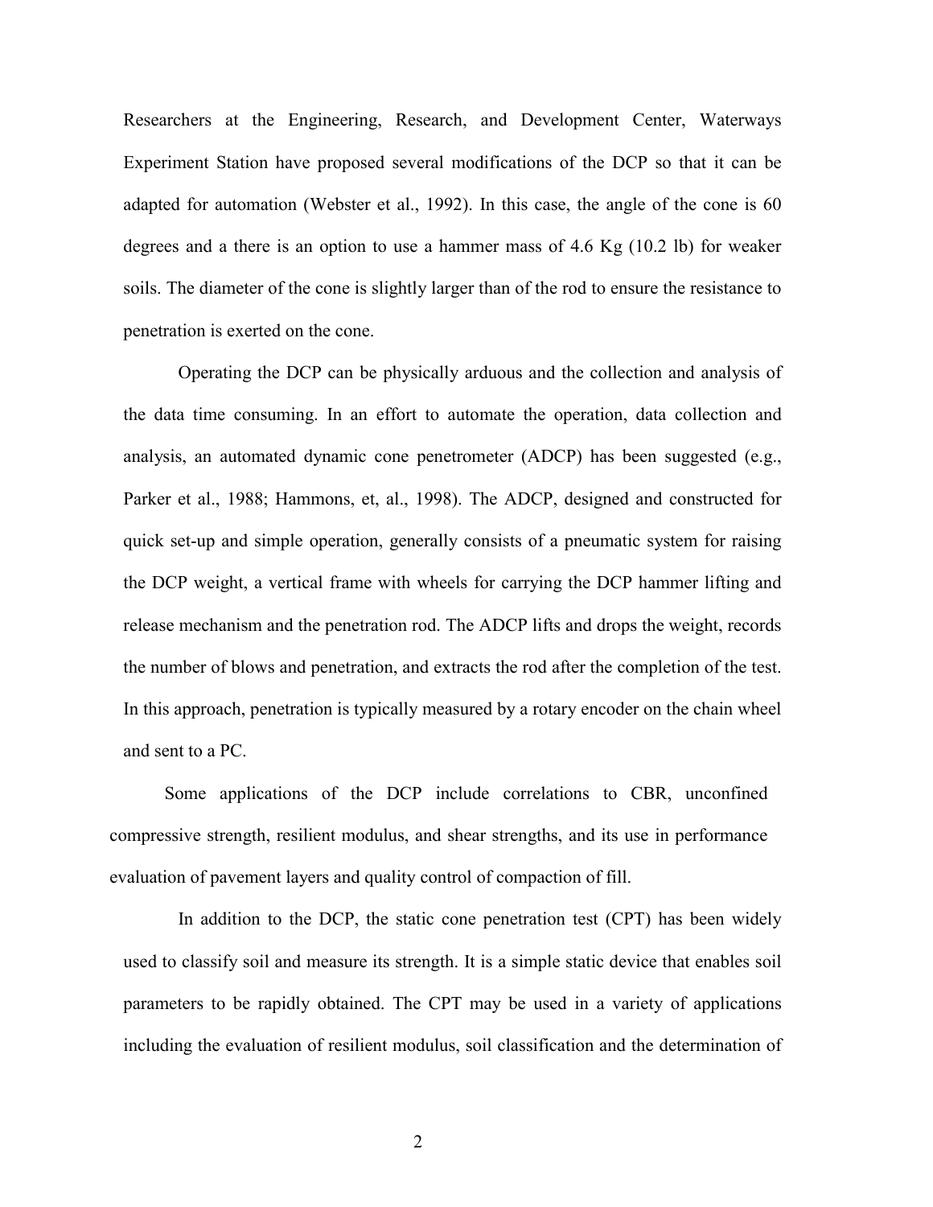Researchers at the Engineering, Research, and Development Center, Waterways Experiment Station have proposed several modifications of the DCP so that it can be adapted for automation (Webster et al., 1992). In this case, the angle of the cone is 60 degrees and a there is an option to use a hammer mass of 4.6 Kg (10.2 lb) for weaker soils. The diameter of the cone is slightly larger than of the rod to ensure the resistance to penetration is exerted on the cone.

Operating the DCP can be physically arduous and the collection and analysis of the data time consuming. In an effort to automate the operation, data collection and analysis, an automated dynamic cone penetrometer (ADCP) has been suggested (e.g., Parker et al., 1988; Hammons, et, al., 1998). The ADCP, designed and constructed for quick set-up and simple operation, generally consists of a pneumatic system for raising the DCP weight, a vertical frame with wheels for carrying the DCP hammer lifting and release mechanism and the penetration rod. The ADCP lifts and drops the weight, records the number of blows and penetration, and extracts the rod after the completion of the test. In this approach, penetration is typically measured by a rotary encoder on the chain wheel and sent to a PC.

Some applications of the DCP include correlations to CBR, unconfined compressive strength, resilient modulus, and shear strengths, and its use in performance evaluation of pavement layers and quality control of compaction of fill.

In addition to the DCP, the static cone penetration test (CPT) has been widely used to classify soil and measure its strength. It is a simple static device that enables soil parameters to be rapidly obtained. The CPT may be used in a variety of applications including the evaluation of resilient modulus, soil classification and the determination of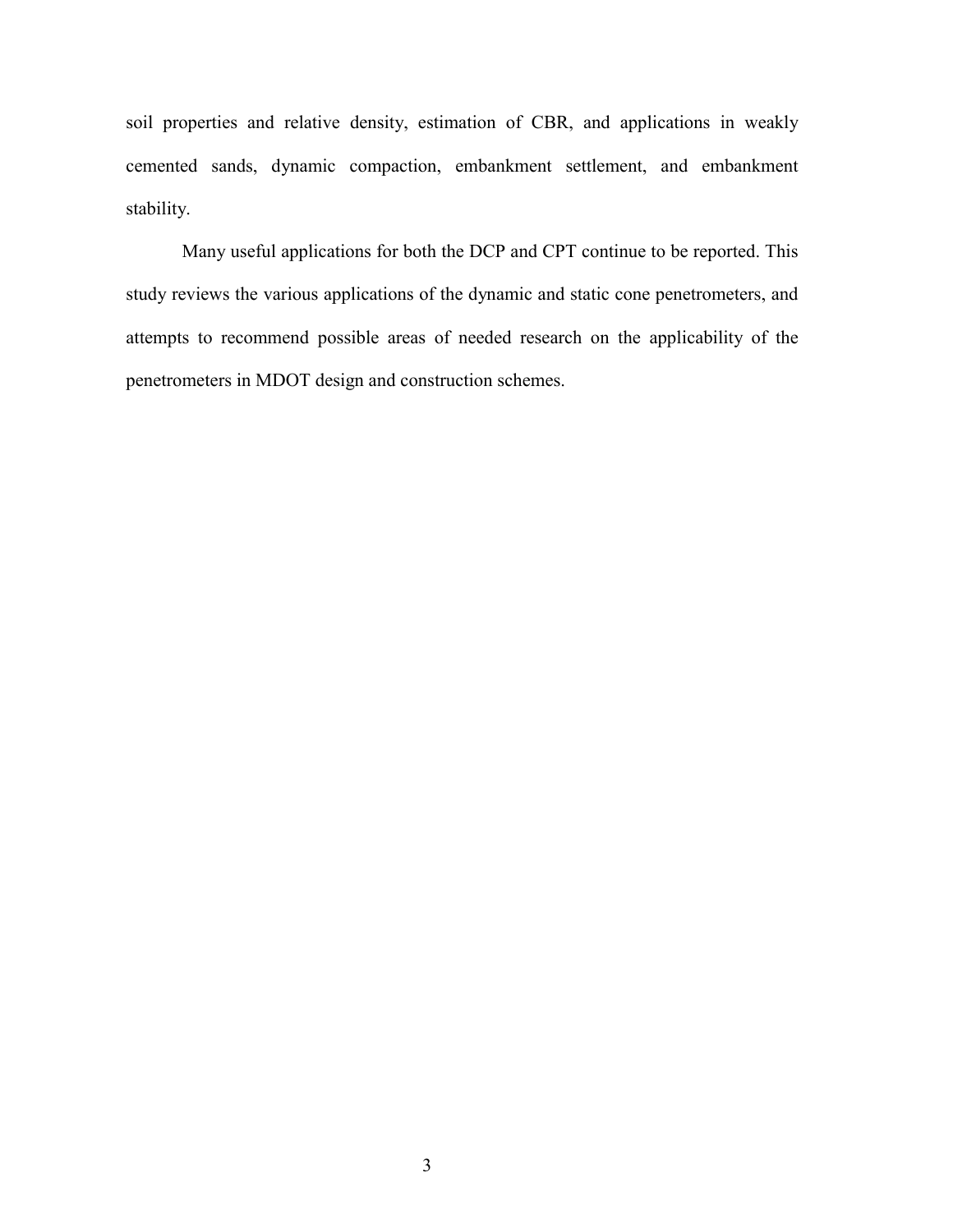soil properties and relative density, estimation of CBR, and applications in weakly cemented sands, dynamic compaction, embankment settlement, and embankment stability.

Many useful applications for both the DCP and CPT continue to be reported. This study reviews the various applications of the dynamic and static cone penetrometers, and attempts to recommend possible areas of needed research on the applicability of the penetrometers in MDOT design and construction schemes.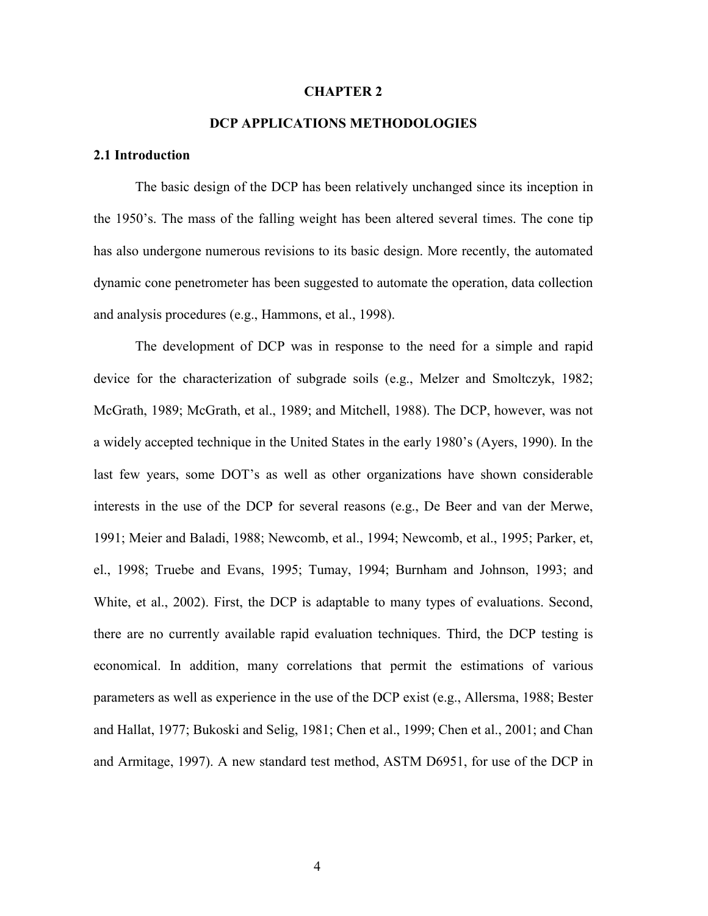# CHAPTER 2

# DCP APPLICATIONS METHODOLOGIES

## 2.1 Introduction

The basic design of the DCP has been relatively unchanged since its inception in the 1950's. The mass of the falling weight has been altered several times. The cone tip has also undergone numerous revisions to its basic design. More recently, the automated dynamic cone penetrometer has been suggested to automate the operation, data collection and analysis procedures (e.g., Hammons, et al., 1998).

The development of DCP was in response to the need for a simple and rapid device for the characterization of subgrade soils (e.g., Melzer and Smoltczyk, 1982; McGrath, 1989; McGrath, et al., 1989; and Mitchell, 1988). The DCP, however, was not a widely accepted technique in the United States in the early 1980's (Ayers, 1990). In the last few years, some DOT's as well as other organizations have shown considerable interests in the use of the DCP for several reasons (e.g., De Beer and van der Merwe, 1991; Meier and Baladi, 1988; Newcomb, et al., 1994; Newcomb, et al., 1995; Parker, et, el., 1998; Truebe and Evans, 1995; Tumay, 1994; Burnham and Johnson, 1993; and White, et al., 2002). First, the DCP is adaptable to many types of evaluations. Second, there are no currently available rapid evaluation techniques. Third, the DCP testing is economical. In addition, many correlations that permit the estimations of various parameters as well as experience in the use of the DCP exist (e.g., Allersma, 1988; Bester and Hallat, 1977; Bukoski and Selig, 1981; Chen et al., 1999; Chen et al., 2001; and Chan and Armitage, 1997). A new standard test method, ASTM D6951, for use of the DCP in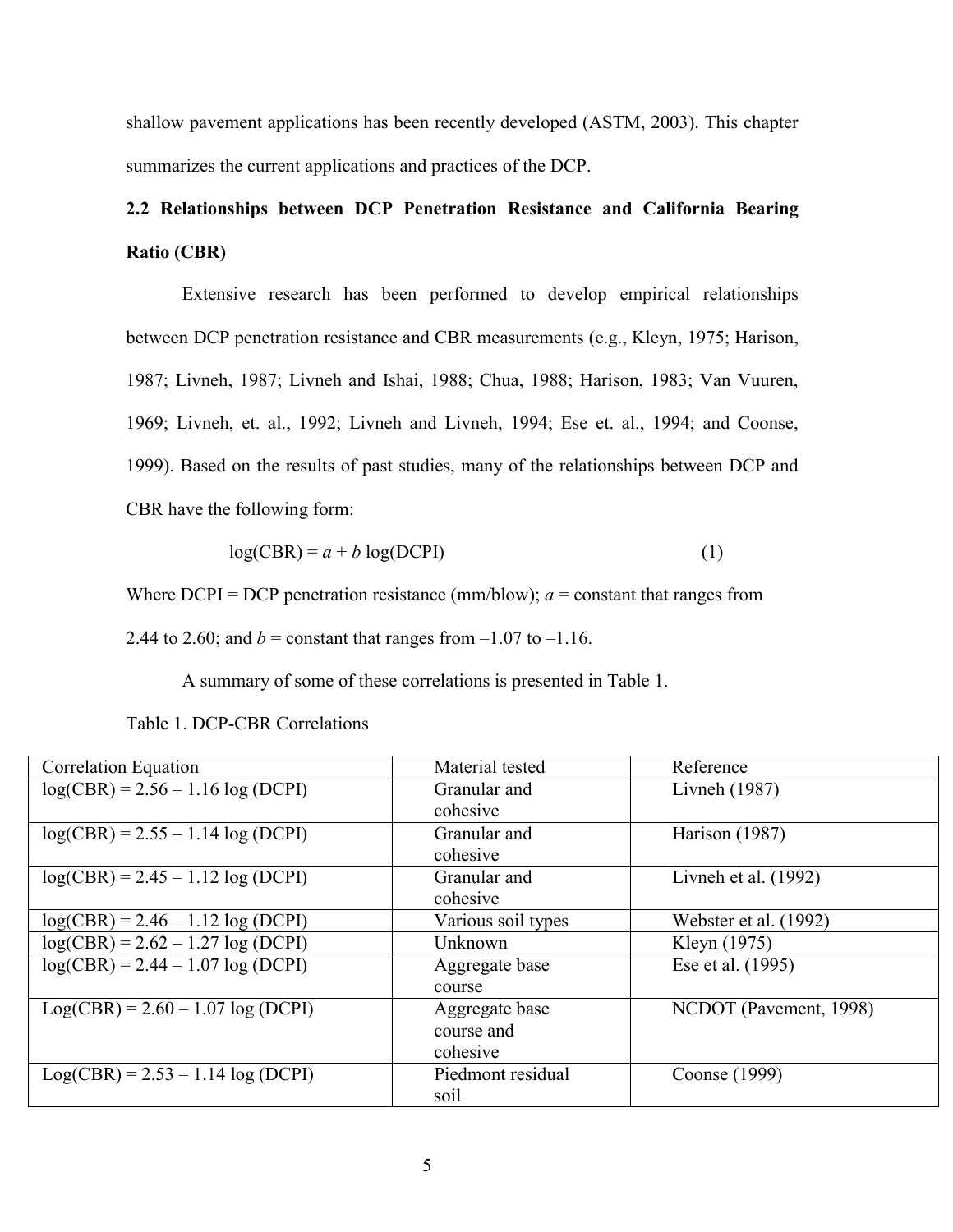shallow pavement applications has been recently developed (ASTM, 2003). This chapter summarizes the current applications and practices of the DCP.

## 2.2 Relationships between DCP Penetration Resistance and California Bearing Ratio (CBR)

Extensive research has been performed to develop empirical relationships between DCP penetration resistance and CBR measurements (e.g., Kleyn, 1975; Harison, 1987; Livneh, 1987; Livneh and Ishai, 1988; Chua, 1988; Harison, 1983; Van Vuuren, 1969; Livneh, et. al., 1992; Livneh and Livneh, 1994; Ese et. al., 1994; and Coonse, 1999). Based on the results of past studies, many of the relationships between DCP and CBR have the following form:

$$\log(\text{CBR}) = a + b \log(\text{DCPI}) \quad (1)$$

Where DCPI = DCP penetration resistance (mm/blow); $a$ = constant that ranges from 2.44 to 2.60; and $b$ = constant that ranges from –1.07 to –1.16.

A summary of some of these correlations is presented in Table 1.

Table 1. DCP-CBR Correlations

| Correlation Equation | Material tested | Reference |
|---|---|---|
| log(CBR) = 2.56 – 1.16 log (DCPI) | Granular and cohesive | Livneh (1987) |
| log(CBR) = 2.55 – 1.14 log (DCPI) | Granular and cohesive | Harison (1987) |
| log(CBR) = 2.45 – 1.12 log (DCPI) | Granular and cohesive | Livneh et al. (1992) |
| log(CBR) = 2.46 – 1.12 log (DCPI) | Various soil types | Webster et al. (1992) |
| log(CBR) = 2.62 – 1.27 log (DCPI) | Unknown | Kleyn (1975) |
| log(CBR) = 2.44 – 1.07 log (DCPI) | Aggregate base course | Ese et al. (1995) |
| Log(CBR) = 2.60 – 1.07 log (DCPI) | Aggregate base course and cohesive | NCDOT (Pavement, 1998) |
| Log(CBR) = 2.53 – 1.14 log (DCPI) | Piedmont residual soil | Coonse (1999) |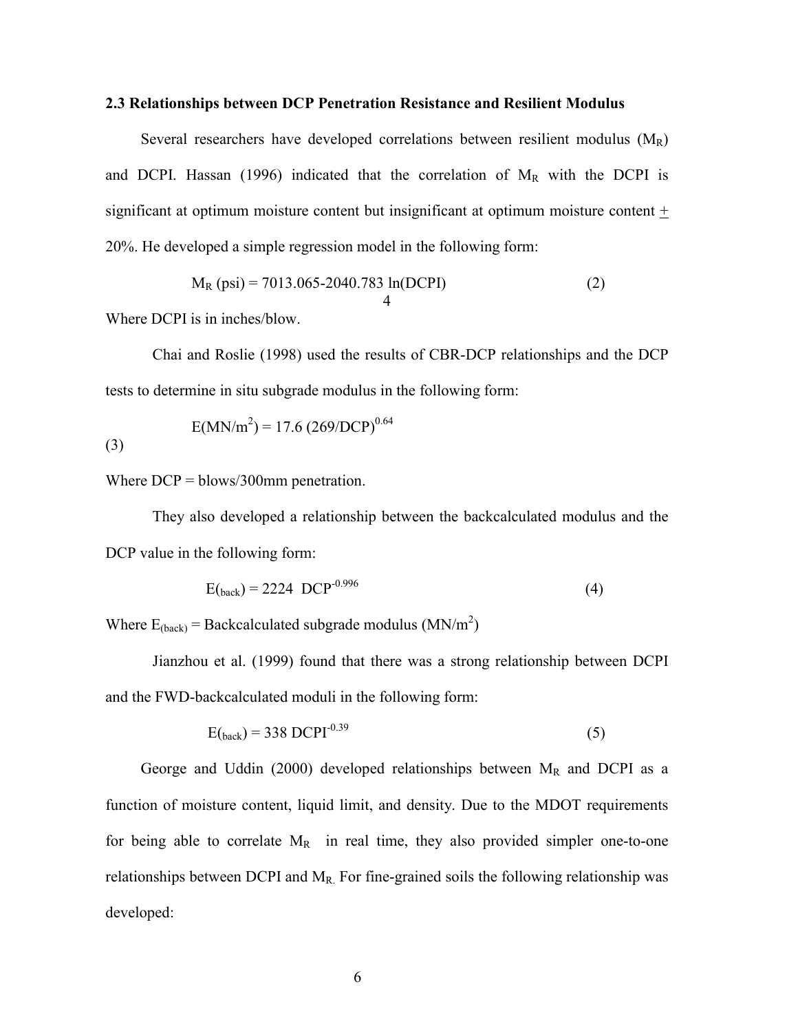### 2.3 Relationships between DCP Penetration Resistance and Resilient Modulus

Several researchers have developed correlations between resilient modulus ($M_R$) and DCPI. Hassan (1996) indicated that the correlation of $M_R$ with the DCPI is significant at optimum moisture content but insignificant at optimum moisture content $\pm$ 20%. He developed a simple regression model in the following form:

$$M_R \text{ (psi)} = 7013.065 - 2040.783 \ln(\text{DCPI}) \tag{2}$$

4

Where DCPI is in inches/blow.

Chai and Roslie (1998) used the results of CBR-DCP relationships and the DCP tests to determine in situ subgrade modulus in the following form:

$$E(\text{MN/m}^2) = 17.6\,(269/\text{DCP})^{0.64} \tag{3}$$

Where DCP = blows/300mm penetration.

They also developed a relationship between the backcalculated modulus and the DCP value in the following form:

$$E_{(\text{back})} = 2224\ \text{DCP}^{-0.996} \tag{4}$$

Where $E_{(\text{back})}$ = Backcalculated subgrade modulus ($\text{MN/m}^2$)

Jianzhou et al. (1999) found that there was a strong relationship between DCPI and the FWD-backcalculated moduli in the following form:

$$E_{(\text{back})} = 338\ \text{DCPI}^{-0.39} \tag{5}$$

George and Uddin (2000) developed relationships between $M_R$ and DCPI as a function of moisture content, liquid limit, and density. Due to the MDOT requirements for being able to correlate $M_R$ in real time, they also provided simpler one-to-one relationships between DCPI and $M_R$. For fine-grained soils the following relationship was developed: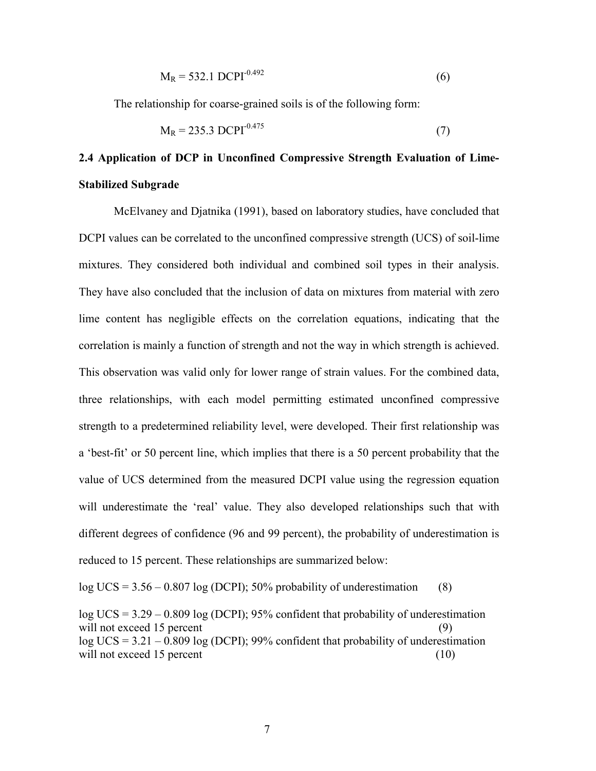$$M_R = 532.1\ DCPI^{-0.492} \tag{6}$$

The relationship for coarse-grained soils is of the following form:

$$M_R = 235.3\ DCPI^{-0.475} \tag{7}$$

## 2.4 Application of DCP in Unconfined Compressive Strength Evaluation of Lime-Stabilized Subgrade

McElvaney and Djatnika (1991), based on laboratory studies, have concluded that DCPI values can be correlated to the unconfined compressive strength (UCS) of soil-lime mixtures. They considered both individual and combined soil types in their analysis. They have also concluded that the inclusion of data on mixtures from material with zero lime content has negligible effects on the correlation equations, indicating that the correlation is mainly a function of strength and not the way in which strength is achieved. This observation was valid only for lower range of strain values. For the combined data, three relationships, with each model permitting estimated unconfined compressive strength to a predetermined reliability level, were developed. Their first relationship was a 'best-fit' or 50 percent line, which implies that there is a 50 percent probability that the value of UCS determined from the measured DCPI value using the regression equation will underestimate the 'real' value. They also developed relationships such that with different degrees of confidence (96 and 99 percent), the probability of underestimation is reduced to 15 percent. These relationships are summarized below:

$\log UCS = 3.56 - 0.807 \log (DCPI)$; 50% probability of underestimation (8)

$\log UCS = 3.29 - 0.809 \log (DCPI)$; 95% confident that probability of underestimation will not exceed 15 percent (9)

$\log UCS = 3.21 - 0.809 \log (DCPI)$; 99% confident that probability of underestimation will not exceed 15 percent (10)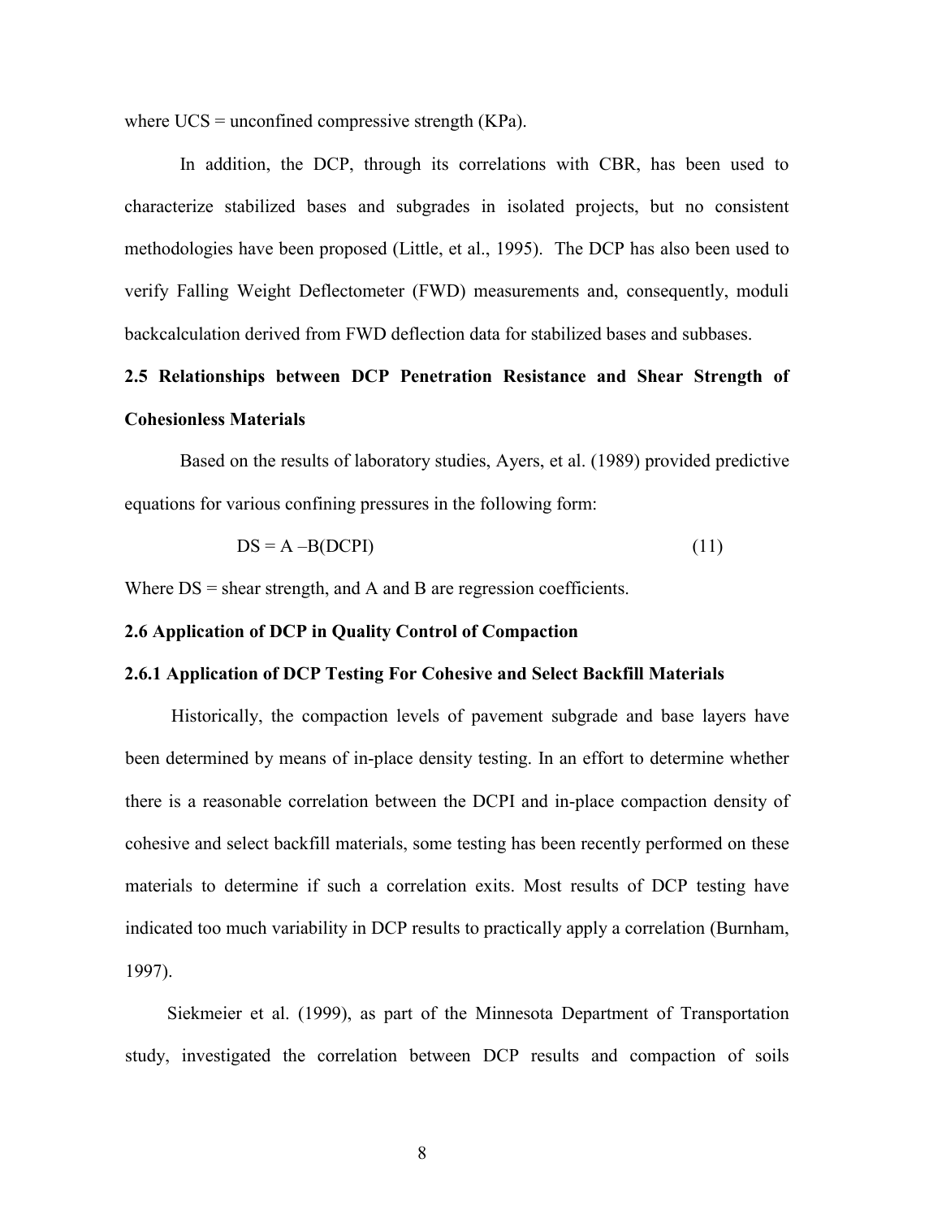where UCS = unconfined compressive strength (KPa).

In addition, the DCP, through its correlations with CBR, has been used to characterize stabilized bases and subgrades in isolated projects, but no consistent methodologies have been proposed (Little, et al., 1995). The DCP has also been used to verify Falling Weight Deflectometer (FWD) measurements and, consequently, moduli backcalculation derived from FWD deflection data for stabilized bases and subbases.

## 2.5 Relationships between DCP Penetration Resistance and Shear Strength of Cohesionless Materials

Based on the results of laboratory studies, Ayers, et al. (1989) provided predictive equations for various confining pressures in the following form:

$$DS = A - B(DCPI) \tag{11}$$

Where DS = shear strength, and A and B are regression coefficients.

## 2.6 Application of DCP in Quality Control of Compaction

### 2.6.1 Application of DCP Testing For Cohesive and Select Backfill Materials

Historically, the compaction levels of pavement subgrade and base layers have been determined by means of in-place density testing. In an effort to determine whether there is a reasonable correlation between the DCPI and in-place compaction density of cohesive and select backfill materials, some testing has been recently performed on these materials to determine if such a correlation exits. Most results of DCP testing have indicated too much variability in DCP results to practically apply a correlation (Burnham, 1997).

Siekmeier et al. (1999), as part of the Minnesota Department of Transportation study, investigated the correlation between DCP results and compaction of soils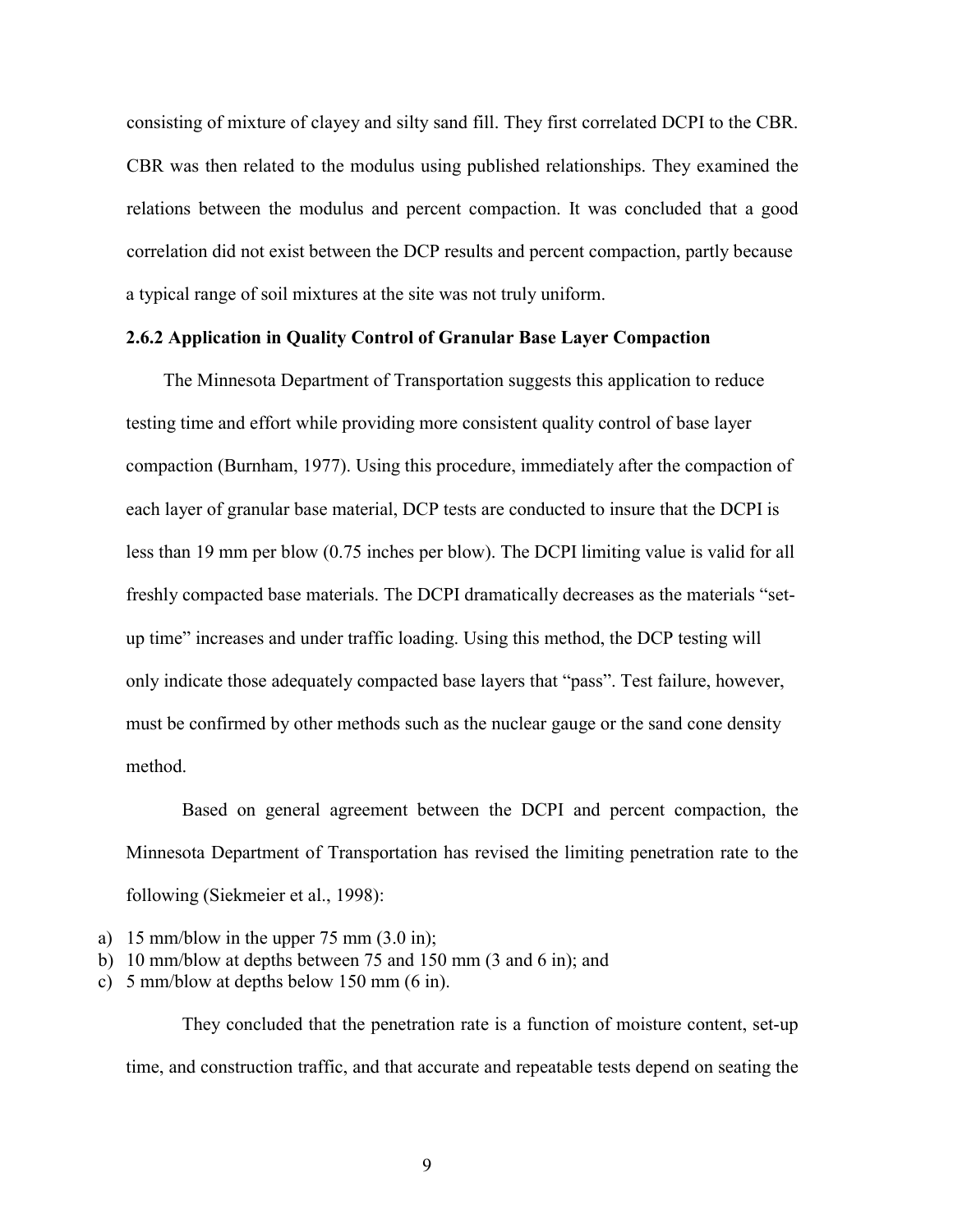consisting of mixture of clayey and silty sand fill. They first correlated DCPI to the CBR. CBR was then related to the modulus using published relationships. They examined the relations between the modulus and percent compaction. It was concluded that a good correlation did not exist between the DCP results and percent compaction, partly because a typical range of soil mixtures at the site was not truly uniform.

### 2.6.2 Application in Quality Control of Granular Base Layer Compaction

The Minnesota Department of Transportation suggests this application to reduce testing time and effort while providing more consistent quality control of base layer compaction (Burnham, 1977). Using this procedure, immediately after the compaction of each layer of granular base material, DCP tests are conducted to insure that the DCPI is less than 19 mm per blow (0.75 inches per blow). The DCPI limiting value is valid for all freshly compacted base materials. The DCPI dramatically decreases as the materials "set-up time" increases and under traffic loading. Using this method, the DCP testing will only indicate those adequately compacted base layers that "pass". Test failure, however, must be confirmed by other methods such as the nuclear gauge or the sand cone density method.

Based on general agreement between the DCPI and percent compaction, the Minnesota Department of Transportation has revised the limiting penetration rate to the following (Siekmeier et al., 1998):

a) 15 mm/blow in the upper 75 mm (3.0 in);
b) 10 mm/blow at depths between 75 and 150 mm (3 and 6 in); and
c) 5 mm/blow at depths below 150 mm (6 in).

They concluded that the penetration rate is a function of moisture content, set-up time, and construction traffic, and that accurate and repeatable tests depend on seating the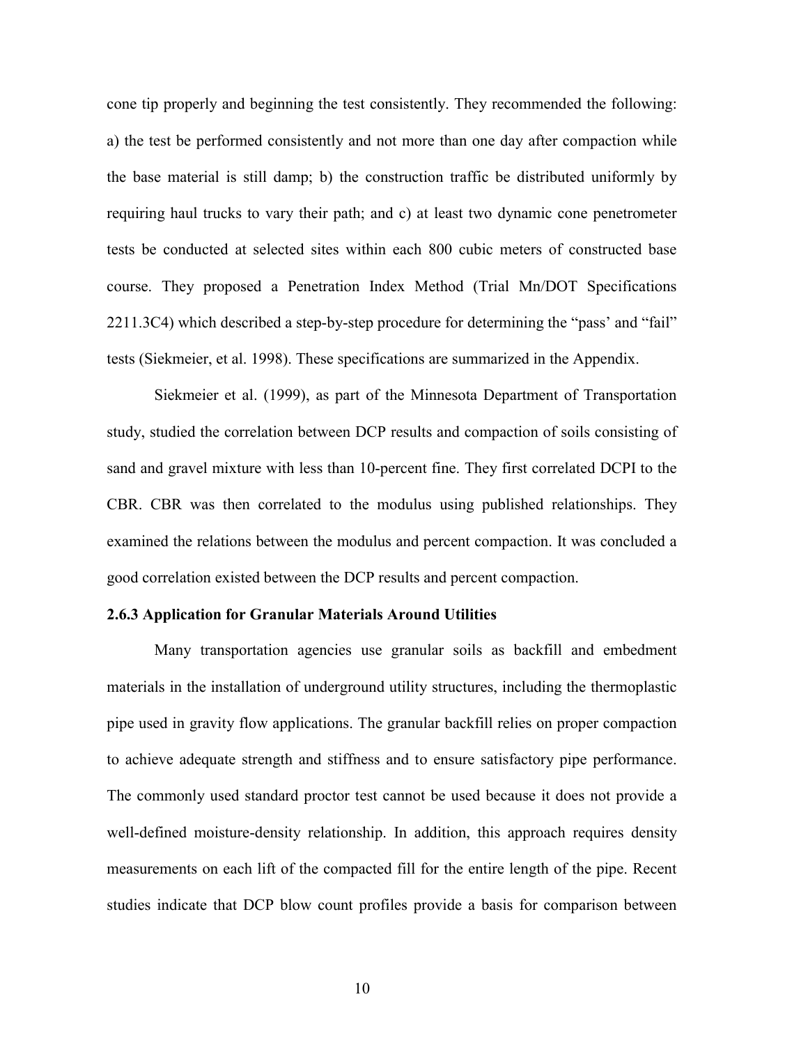cone tip properly and beginning the test consistently. They recommended the following: a) the test be performed consistently and not more than one day after compaction while the base material is still damp; b) the construction traffic be distributed uniformly by requiring haul trucks to vary their path; and c) at least two dynamic cone penetrometer tests be conducted at selected sites within each 800 cubic meters of constructed base course. They proposed a Penetration Index Method (Trial Mn/DOT Specifications 2211.3C4) which described a step-by-step procedure for determining the "pass' and "fail" tests (Siekmeier, et al. 1998). These specifications are summarized in the Appendix.

Siekmeier et al. (1999), as part of the Minnesota Department of Transportation study, studied the correlation between DCP results and compaction of soils consisting of sand and gravel mixture with less than 10-percent fine. They first correlated DCPI to the CBR. CBR was then correlated to the modulus using published relationships. They examined the relations between the modulus and percent compaction. It was concluded a good correlation existed between the DCP results and percent compaction.

### 2.6.3 Application for Granular Materials Around Utilities

Many transportation agencies use granular soils as backfill and embedment materials in the installation of underground utility structures, including the thermoplastic pipe used in gravity flow applications. The granular backfill relies on proper compaction to achieve adequate strength and stiffness and to ensure satisfactory pipe performance. The commonly used standard proctor test cannot be used because it does not provide a well-defined moisture-density relationship. In addition, this approach requires density measurements on each lift of the compacted fill for the entire length of the pipe. Recent studies indicate that DCP blow count profiles provide a basis for comparison between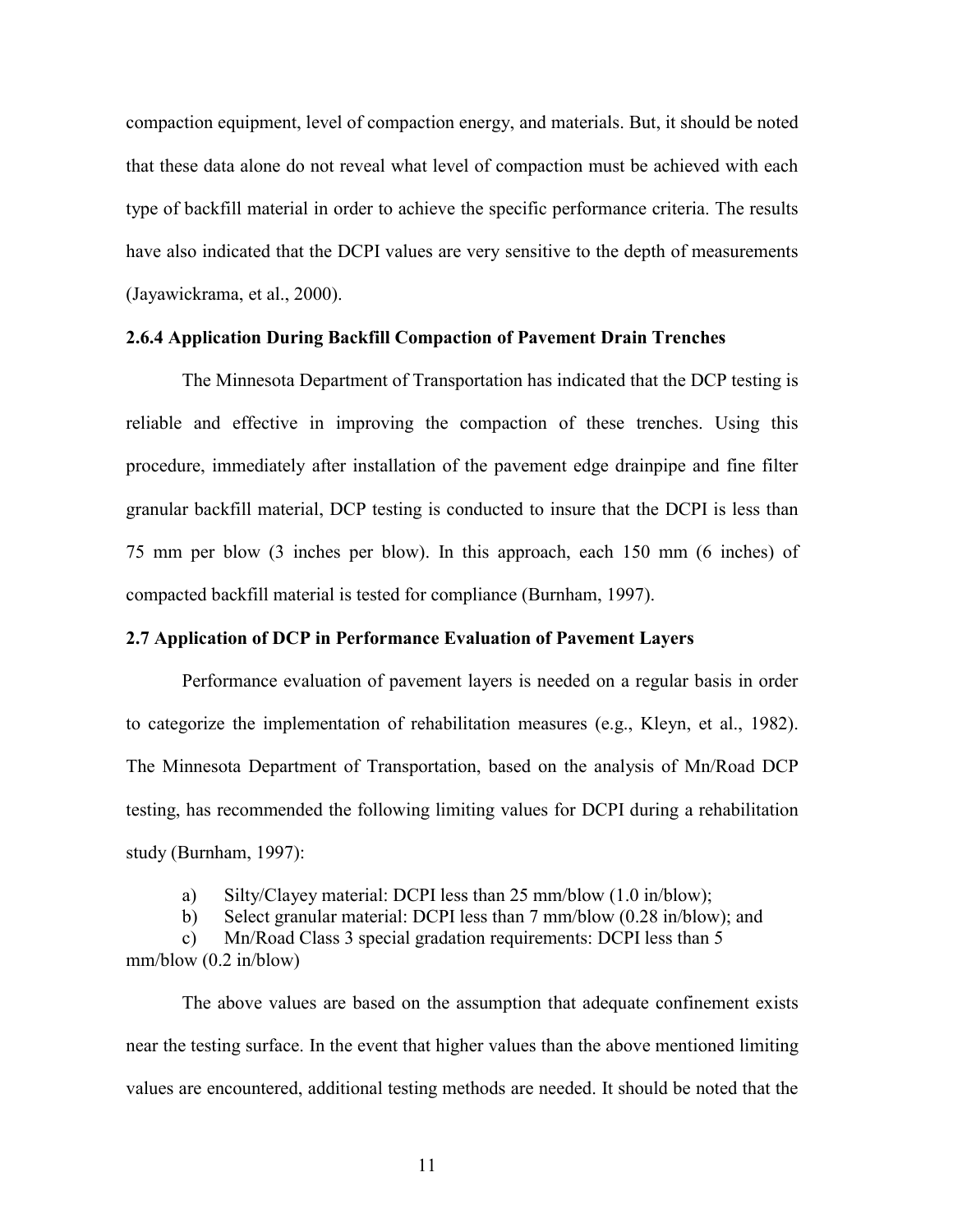compaction equipment, level of compaction energy, and materials. But, it should be noted that these data alone do not reveal what level of compaction must be achieved with each type of backfill material in order to achieve the specific performance criteria. The results have also indicated that the DCPI values are very sensitive to the depth of measurements (Jayawickrama, et al., 2000).

### 2.6.4 Application During Backfill Compaction of Pavement Drain Trenches

The Minnesota Department of Transportation has indicated that the DCP testing is reliable and effective in improving the compaction of these trenches. Using this procedure, immediately after installation of the pavement edge drainpipe and fine filter granular backfill material, DCP testing is conducted to insure that the DCPI is less than 75 mm per blow (3 inches per blow). In this approach, each 150 mm (6 inches) of compacted backfill material is tested for compliance (Burnham, 1997).

## 2.7 Application of DCP in Performance Evaluation of Pavement Layers

Performance evaluation of pavement layers is needed on a regular basis in order to categorize the implementation of rehabilitation measures (e.g., Kleyn, et al., 1982). The Minnesota Department of Transportation, based on the analysis of Mn/Road DCP testing, has recommended the following limiting values for DCPI during a rehabilitation study (Burnham, 1997):

a) Silty/Clayey material: DCPI less than 25 mm/blow (1.0 in/blow);
b) Select granular material: DCPI less than 7 mm/blow (0.28 in/blow); and
c) Mn/Road Class 3 special gradation requirements: DCPI less than 5 mm/blow (0.2 in/blow)

The above values are based on the assumption that adequate confinement exists near the testing surface. In the event that higher values than the above mentioned limiting values are encountered, additional testing methods are needed. It should be noted that the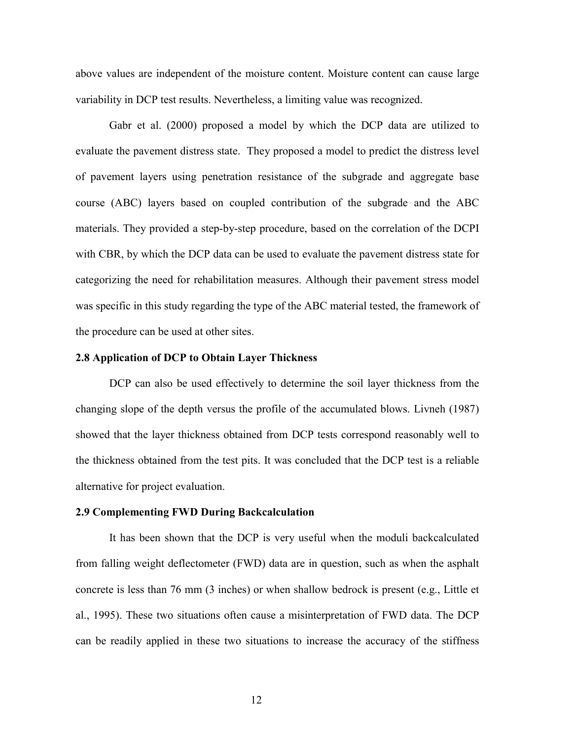above values are independent of the moisture content. Moisture content can cause large variability in DCP test results. Nevertheless, a limiting value was recognized.

Gabr et al. (2000) proposed a model by which the DCP data are utilized to evaluate the pavement distress state. They proposed a model to predict the distress level of pavement layers using penetration resistance of the subgrade and aggregate base course (ABC) layers based on coupled contribution of the subgrade and the ABC materials. They provided a step-by-step procedure, based on the correlation of the DCPI with CBR, by which the DCP data can be used to evaluate the pavement distress state for categorizing the need for rehabilitation measures. Although their pavement stress model was specific in this study regarding the type of the ABC material tested, the framework of the procedure can be used at other sites.

### 2.8 Application of DCP to Obtain Layer Thickness

DCP can also be used effectively to determine the soil layer thickness from the changing slope of the depth versus the profile of the accumulated blows. Livneh (1987) showed that the layer thickness obtained from DCP tests correspond reasonably well to the thickness obtained from the test pits. It was concluded that the DCP test is a reliable alternative for project evaluation.

### 2.9 Complementing FWD During Backcalculation

It has been shown that the DCP is very useful when the moduli backcalculated from falling weight deflectometer (FWD) data are in question, such as when the asphalt concrete is less than 76 mm (3 inches) or when shallow bedrock is present (e.g., Little et al., 1995). These two situations often cause a misinterpretation of FWD data. The DCP can be readily applied in these two situations to increase the accuracy of the stiffness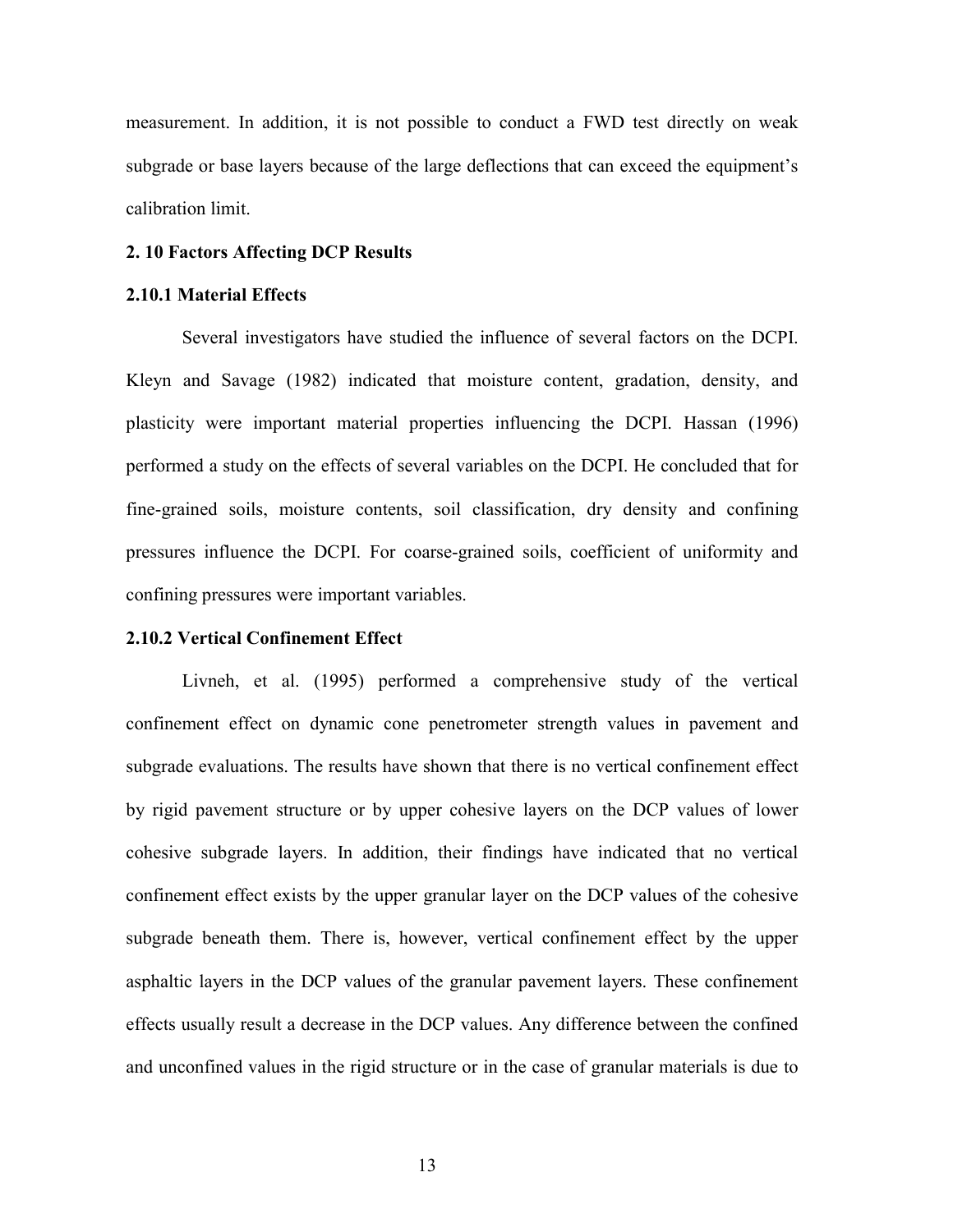measurement. In addition, it is not possible to conduct a FWD test directly on weak subgrade or base layers because of the large deflections that can exceed the equipment's calibration limit.

### 2. 10 Factors Affecting DCP Results

#### 2.10.1 Material Effects

Several investigators have studied the influence of several factors on the DCPI. Kleyn and Savage (1982) indicated that moisture content, gradation, density, and plasticity were important material properties influencing the DCPI. Hassan (1996) performed a study on the effects of several variables on the DCPI. He concluded that for fine-grained soils, moisture contents, soil classification, dry density and confining pressures influence the DCPI. For coarse-grained soils, coefficient of uniformity and confining pressures were important variables.

#### 2.10.2 Vertical Confinement Effect

Livneh, et al. (1995) performed a comprehensive study of the vertical confinement effect on dynamic cone penetrometer strength values in pavement and subgrade evaluations. The results have shown that there is no vertical confinement effect by rigid pavement structure or by upper cohesive layers on the DCP values of lower cohesive subgrade layers. In addition, their findings have indicated that no vertical confinement effect exists by the upper granular layer on the DCP values of the cohesive subgrade beneath them. There is, however, vertical confinement effect by the upper asphaltic layers in the DCP values of the granular pavement layers. These confinement effects usually result a decrease in the DCP values. Any difference between the confined and unconfined values in the rigid structure or in the case of granular materials is due to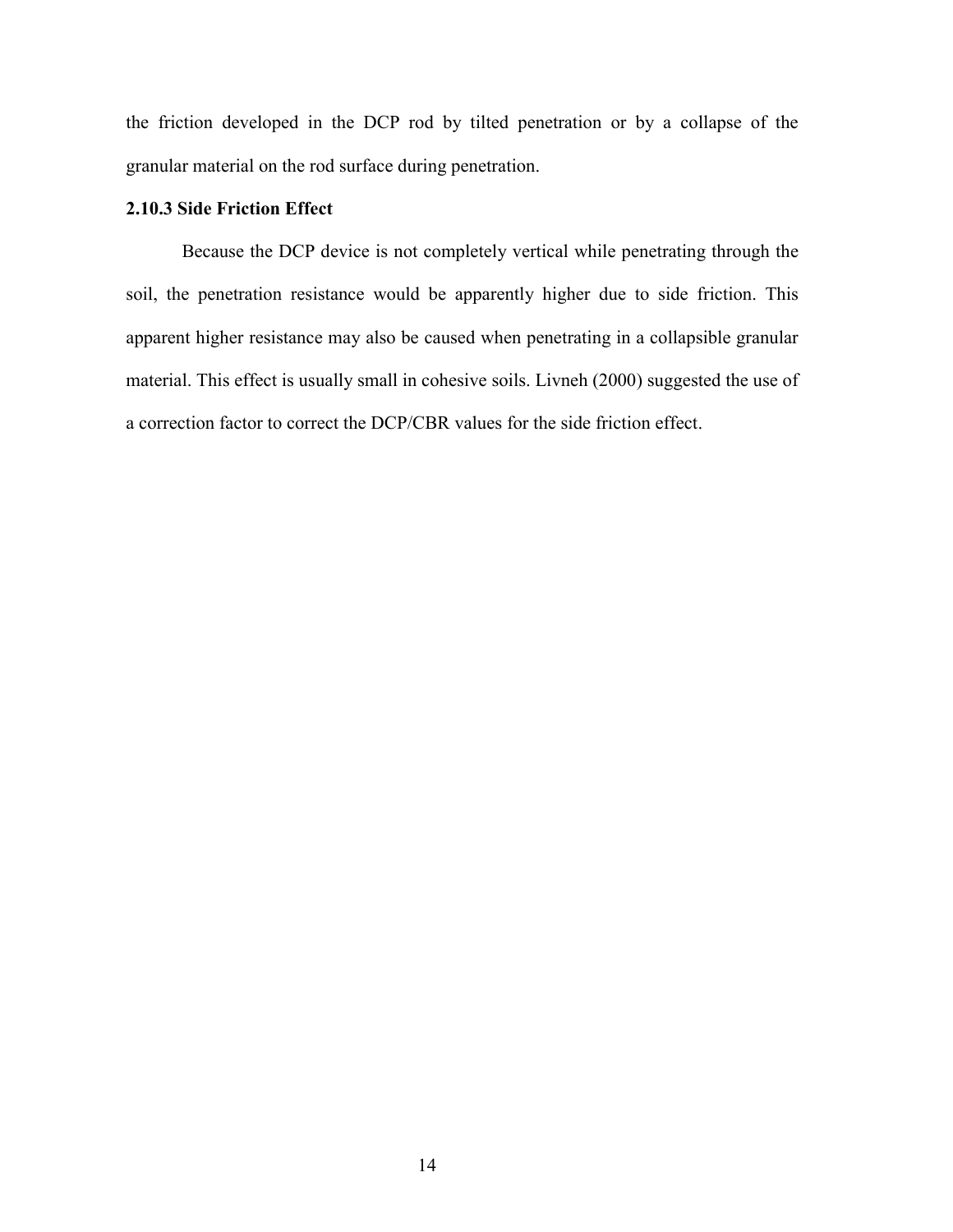the friction developed in the DCP rod by tilted penetration or by a collapse of the granular material on the rod surface during penetration.

### 2.10.3 Side Friction Effect

Because the DCP device is not completely vertical while penetrating through the soil, the penetration resistance would be apparently higher due to side friction. This apparent higher resistance may also be caused when penetrating in a collapsible granular material. This effect is usually small in cohesive soils. Livneh (2000) suggested the use of a correction factor to correct the DCP/CBR values for the side friction effect.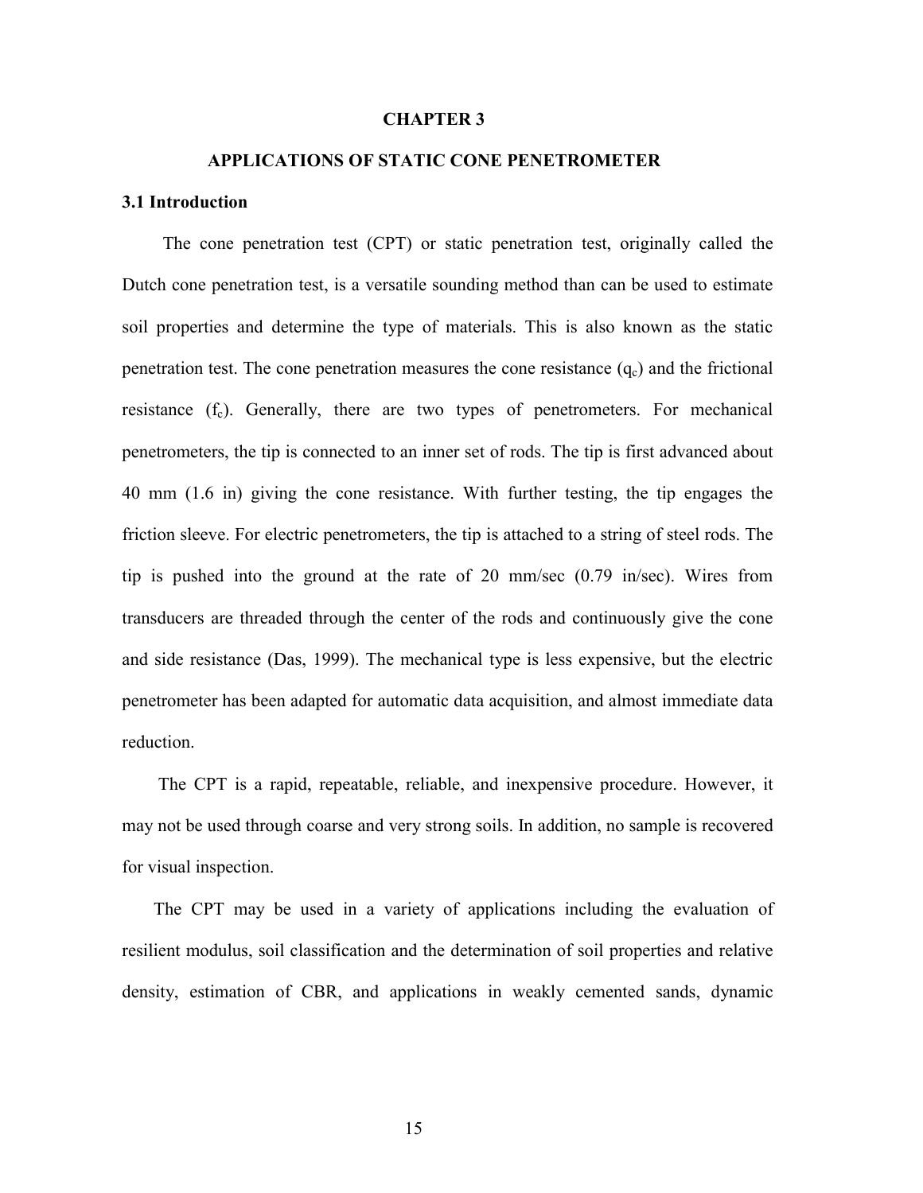# CHAPTER 3

# APPLICATIONS OF STATIC CONE PENETROMETER

## 3.1 Introduction

The cone penetration test (CPT) or static penetration test, originally called the Dutch cone penetration test, is a versatile sounding method than can be used to estimate soil properties and determine the type of materials. This is also known as the static penetration test. The cone penetration measures the cone resistance ($q_c$) and the frictional resistance ($f_c$). Generally, there are two types of penetrometers. For mechanical penetrometers, the tip is connected to an inner set of rods. The tip is first advanced about 40 mm (1.6 in) giving the cone resistance. With further testing, the tip engages the friction sleeve. For electric penetrometers, the tip is attached to a string of steel rods. The tip is pushed into the ground at the rate of 20 mm/sec (0.79 in/sec). Wires from transducers are threaded through the center of the rods and continuously give the cone and side resistance (Das, 1999). The mechanical type is less expensive, but the electric penetrometer has been adapted for automatic data acquisition, and almost immediate data reduction.

The CPT is a rapid, repeatable, reliable, and inexpensive procedure. However, it may not be used through coarse and very strong soils. In addition, no sample is recovered for visual inspection.

The CPT may be used in a variety of applications including the evaluation of resilient modulus, soil classification and the determination of soil properties and relative density, estimation of CBR, and applications in weakly cemented sands, dynamic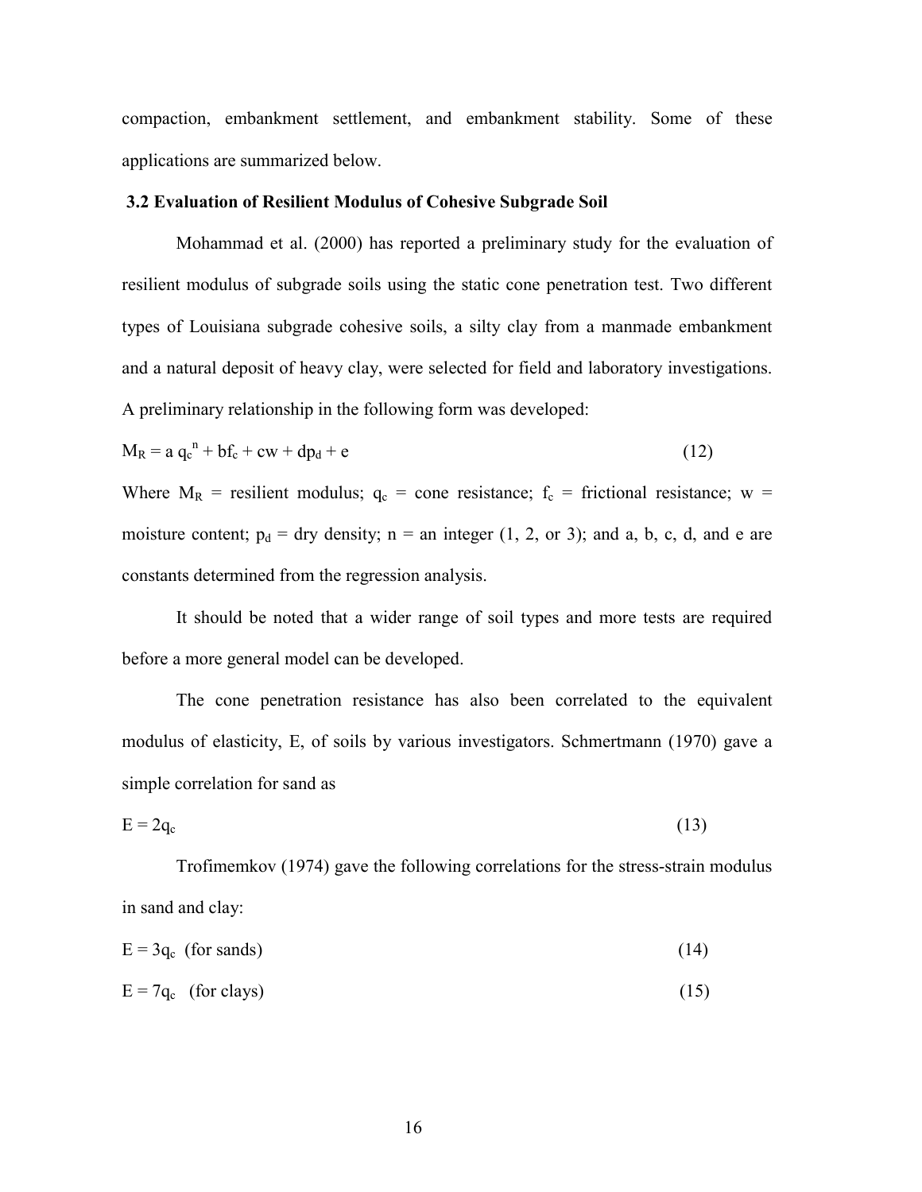compaction, embankment settlement, and embankment stability. Some of these applications are summarized below.

### 3.2 Evaluation of Resilient Modulus of Cohesive Subgrade Soil

Mohammad et al. (2000) has reported a preliminary study for the evaluation of resilient modulus of subgrade soils using the static cone penetration test. Two different types of Louisiana subgrade cohesive soils, a silty clay from a manmade embankment and a natural deposit of heavy clay, were selected for field and laboratory investigations. A preliminary relationship in the following form was developed:

$$M_R = a\, q_c^{\,n} + b f_c + c w + d p_d + e \tag{12}$$

Where $M_R$ = resilient modulus; $q_c$ = cone resistance; $f_c$ = frictional resistance; $w$ = moisture content; $p_d$ = dry density; $n$ = an integer (1, 2, or 3); and a, b, c, d, and e are constants determined from the regression analysis.

It should be noted that a wider range of soil types and more tests are required before a more general model can be developed.

The cone penetration resistance has also been correlated to the equivalent modulus of elasticity, E, of soils by various investigators. Schmertmann (1970) gave a simple correlation for sand as

$$E = 2q_c \tag{13}$$

Trofimemkov (1974) gave the following correlations for the stress-strain modulus in sand and clay:

$$E = 3q_c \quad \text{(for sands)} \tag{14}$$

$$E = 7q_c \quad \text{(for clays)} \tag{15}$$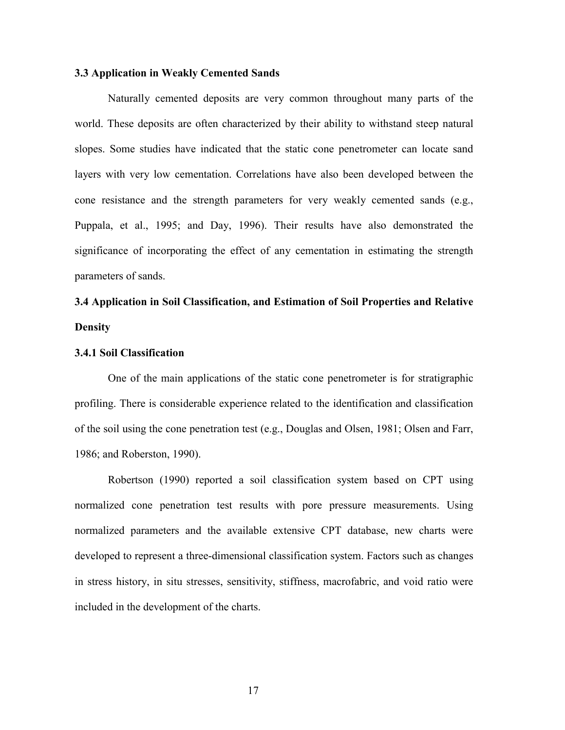### 3.3 Application in Weakly Cemented Sands

Naturally cemented deposits are very common throughout many parts of the world. These deposits are often characterized by their ability to withstand steep natural slopes. Some studies have indicated that the static cone penetrometer can locate sand layers with very low cementation. Correlations have also been developed between the cone resistance and the strength parameters for very weakly cemented sands (e.g., Puppala, et al., 1995; and Day, 1996). Their results have also demonstrated the significance of incorporating the effect of any cementation in estimating the strength parameters of sands.

### 3.4 Application in Soil Classification, and Estimation of Soil Properties and Relative Density

#### 3.4.1 Soil Classification

One of the main applications of the static cone penetrometer is for stratigraphic profiling. There is considerable experience related to the identification and classification of the soil using the cone penetration test (e.g., Douglas and Olsen, 1981; Olsen and Farr, 1986; and Roberston, 1990).

Robertson (1990) reported a soil classification system based on CPT using normalized cone penetration test results with pore pressure measurements. Using normalized parameters and the available extensive CPT database, new charts were developed to represent a three-dimensional classification system. Factors such as changes in stress history, in situ stresses, sensitivity, stiffness, macrofabric, and void ratio were included in the development of the charts.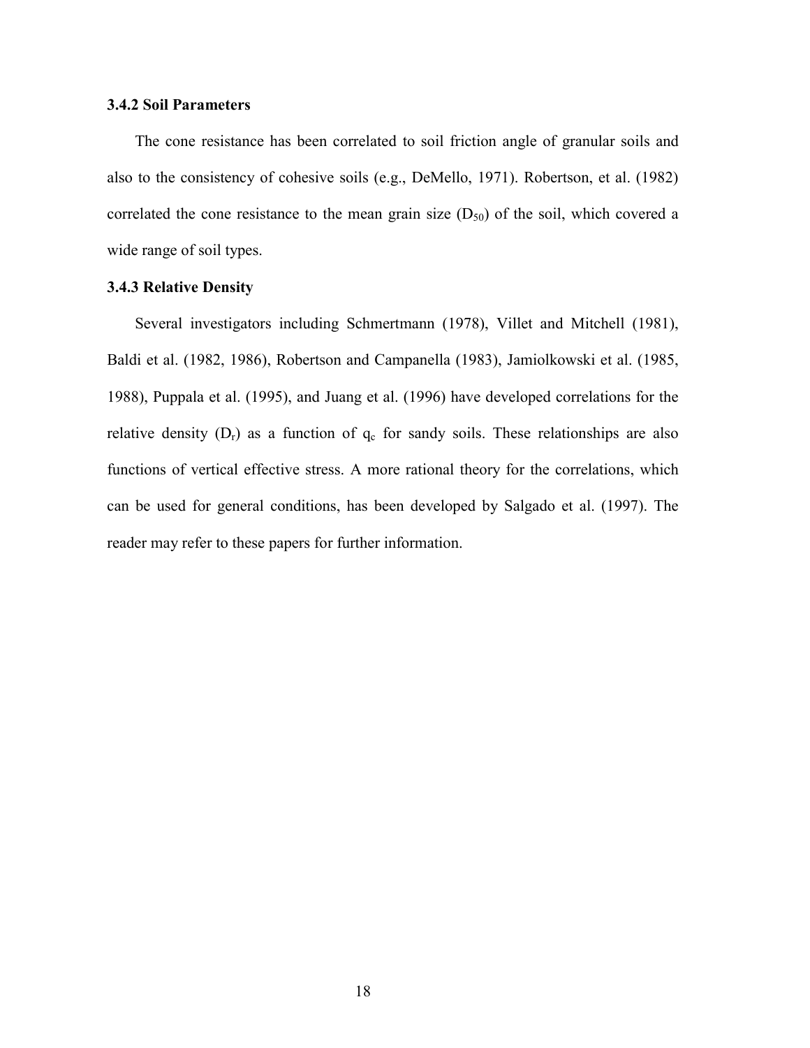### 3.4.2 Soil Parameters

The cone resistance has been correlated to soil friction angle of granular soils and also to the consistency of cohesive soils (e.g., DeMello, 1971). Robertson, et al. (1982) correlated the cone resistance to the mean grain size ($D_{50}$) of the soil, which covered a wide range of soil types.

### 3.4.3 Relative Density

Several investigators including Schmertmann (1978), Villet and Mitchell (1981), Baldi et al. (1982, 1986), Robertson and Campanella (1983), Jamiolkowski et al. (1985, 1988), Puppala et al. (1995), and Juang et al. (1996) have developed correlations for the relative density ($D_r$) as a function of $q_c$ for sandy soils. These relationships are also functions of vertical effective stress. A more rational theory for the correlations, which can be used for general conditions, has been developed by Salgado et al. (1997). The reader may refer to these papers for further information.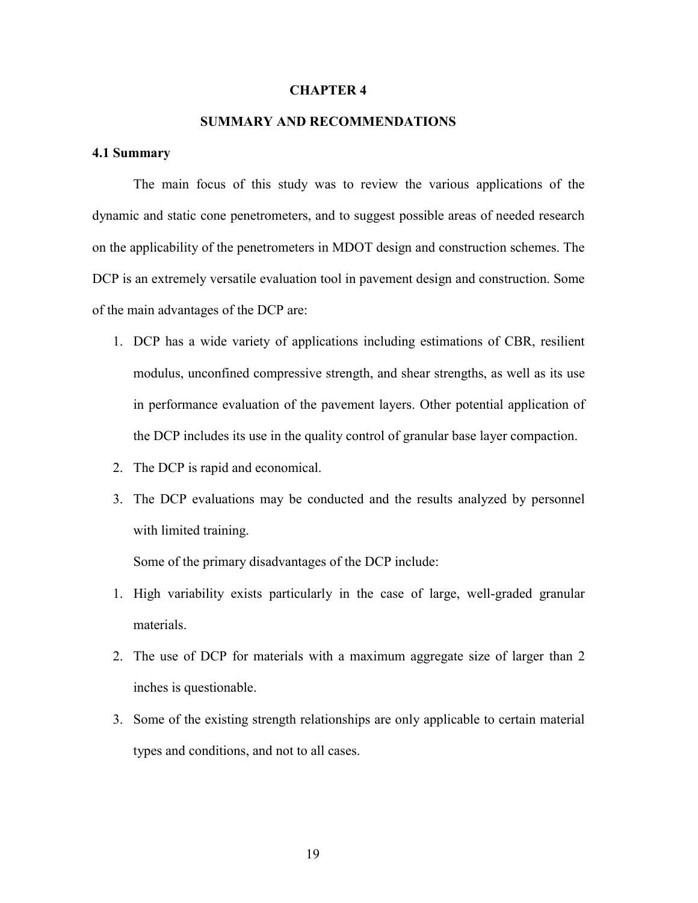# CHAPTER 4

## SUMMARY AND RECOMMENDATIONS

### 4.1 Summary

The main focus of this study was to review the various applications of the dynamic and static cone penetrometers, and to suggest possible areas of needed research on the applicability of the penetrometers in MDOT design and construction schemes. The DCP is an extremely versatile evaluation tool in pavement design and construction. Some of the main advantages of the DCP are:

1. DCP has a wide variety of applications including estimations of CBR, resilient modulus, unconfined compressive strength, and shear strengths, as well as its use in performance evaluation of the pavement layers. Other potential application of the DCP includes its use in the quality control of granular base layer compaction.
2. The DCP is rapid and economical.
3. The DCP evaluations may be conducted and the results analyzed by personnel with limited training.

Some of the primary disadvantages of the DCP include:

1. High variability exists particularly in the case of large, well-graded granular materials.
2. The use of DCP for materials with a maximum aggregate size of larger than 2 inches is questionable.
3. Some of the existing strength relationships are only applicable to certain material types and conditions, and not to all cases.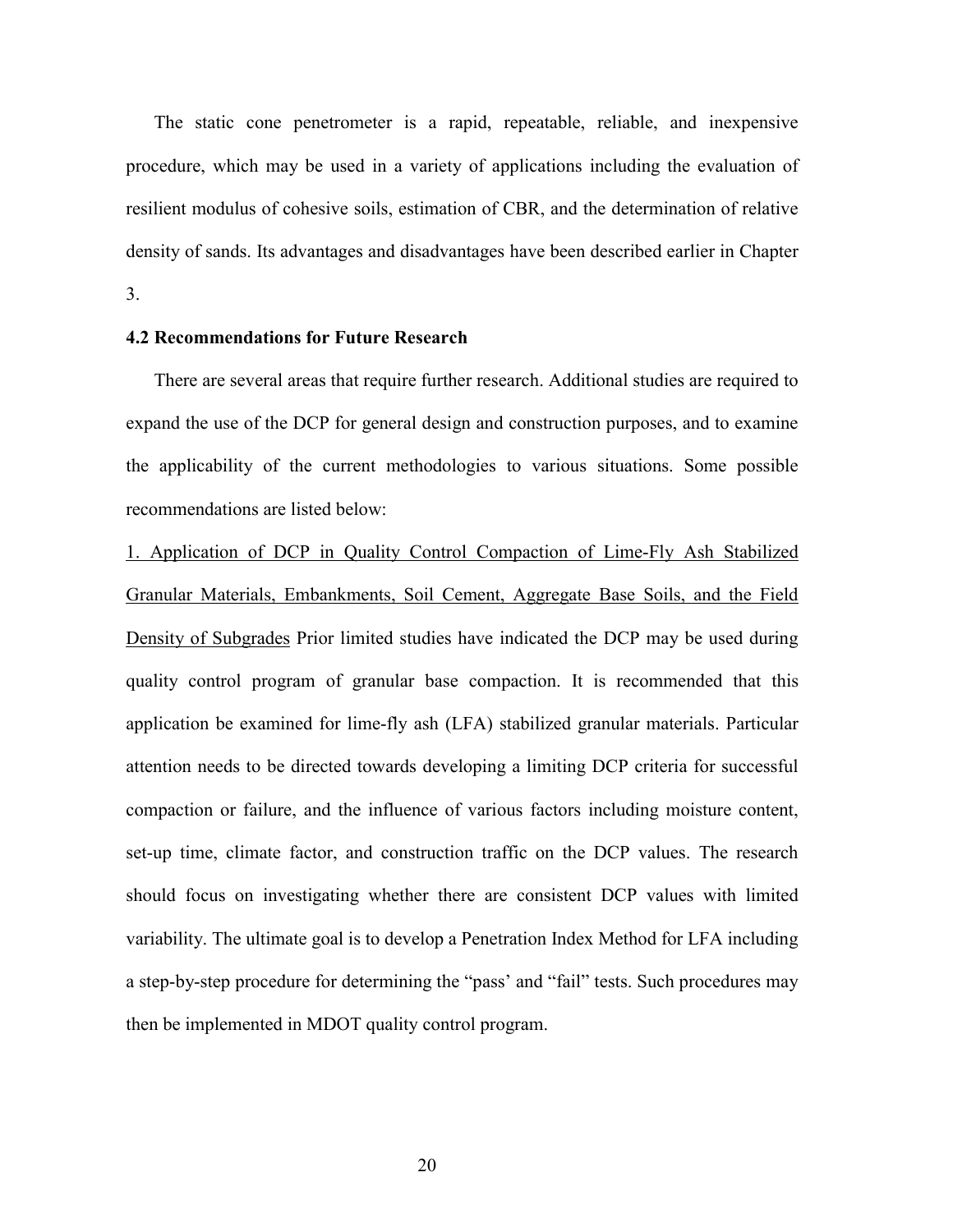The static cone penetrometer is a rapid, repeatable, reliable, and inexpensive procedure, which may be used in a variety of applications including the evaluation of resilient modulus of cohesive soils, estimation of CBR, and the determination of relative density of sands. Its advantages and disadvantages have been described earlier in Chapter 3.

### 4.2 Recommendations for Future Research

There are several areas that require further research. Additional studies are required to expand the use of the DCP for general design and construction purposes, and to examine the applicability of the current methodologies to various situations. Some possible recommendations are listed below:

<u>1. Application of DCP in Quality Control Compaction of Lime-Fly Ash Stabilized Granular Materials, Embankments, Soil Cement, Aggregate Base Soils, and the Field Density of Subgrades</u> Prior limited studies have indicated the DCP may be used during quality control program of granular base compaction. It is recommended that this application be examined for lime-fly ash (LFA) stabilized granular materials. Particular attention needs to be directed towards developing a limiting DCP criteria for successful compaction or failure, and the influence of various factors including moisture content, set-up time, climate factor, and construction traffic on the DCP values. The research should focus on investigating whether there are consistent DCP values with limited variability. The ultimate goal is to develop a Penetration Index Method for LFA including a step-by-step procedure for determining the "pass' and "fail" tests. Such procedures may then be implemented in MDOT quality control program.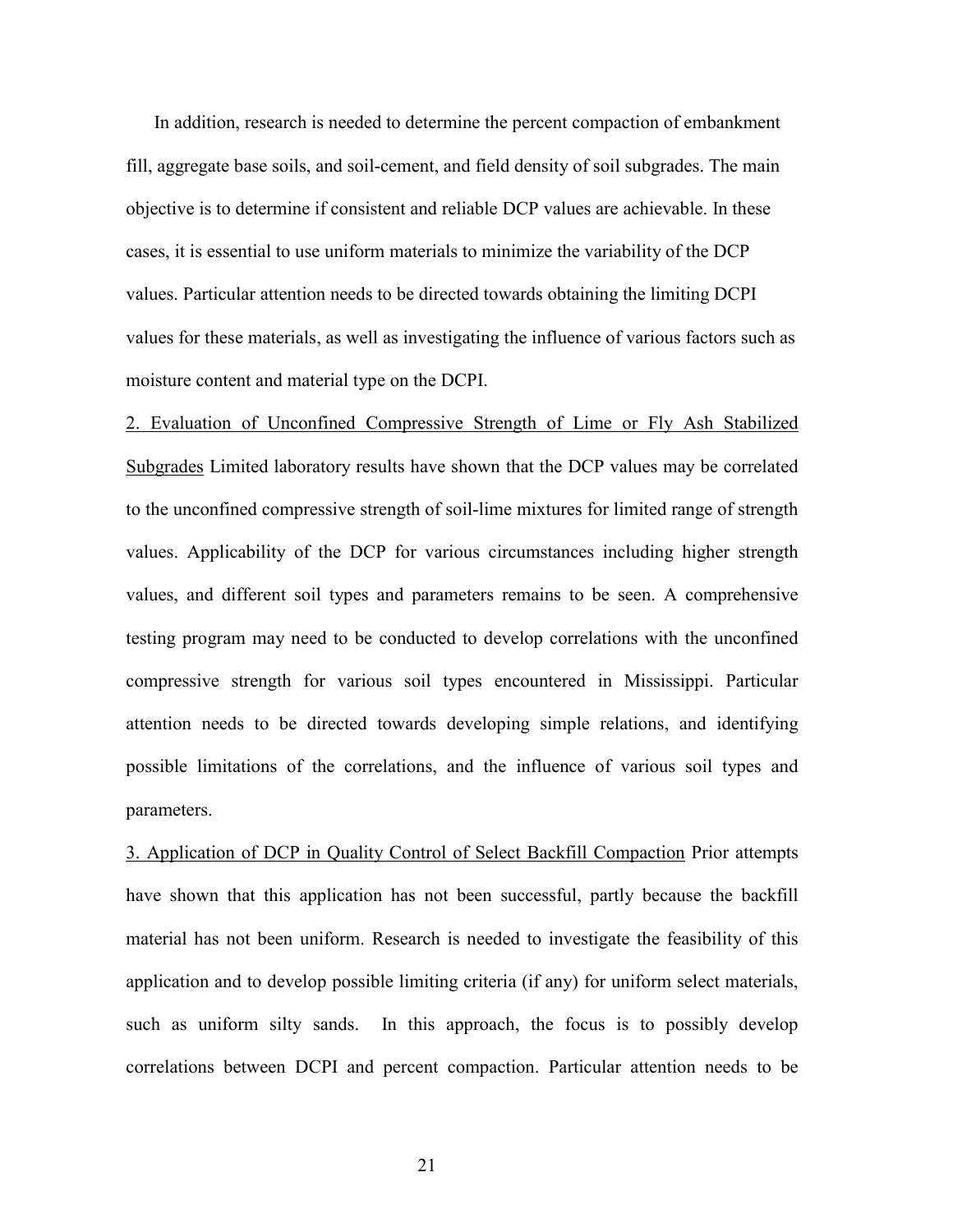In addition, research is needed to determine the percent compaction of embankment fill, aggregate base soils, and soil-cement, and field density of soil subgrades. The main objective is to determine if consistent and reliable DCP values are achievable. In these cases, it is essential to use uniform materials to minimize the variability of the DCP values. Particular attention needs to be directed towards obtaining the limiting DCPI values for these materials, as well as investigating the influence of various factors such as moisture content and material type on the DCPI.

<u>2. Evaluation of Unconfined Compressive Strength of Lime or Fly Ash Stabilized Subgrades</u> Limited laboratory results have shown that the DCP values may be correlated to the unconfined compressive strength of soil-lime mixtures for limited range of strength values. Applicability of the DCP for various circumstances including higher strength values, and different soil types and parameters remains to be seen. A comprehensive testing program may need to be conducted to develop correlations with the unconfined compressive strength for various soil types encountered in Mississippi. Particular attention needs to be directed towards developing simple relations, and identifying possible limitations of the correlations, and the influence of various soil types and parameters.

<u>3. Application of DCP in Quality Control of Select Backfill Compaction</u> Prior attempts have shown that this application has not been successful, partly because the backfill material has not been uniform. Research is needed to investigate the feasibility of this application and to develop possible limiting criteria (if any) for uniform select materials, such as uniform silty sands. In this approach, the focus is to possibly develop correlations between DCPI and percent compaction. Particular attention needs to be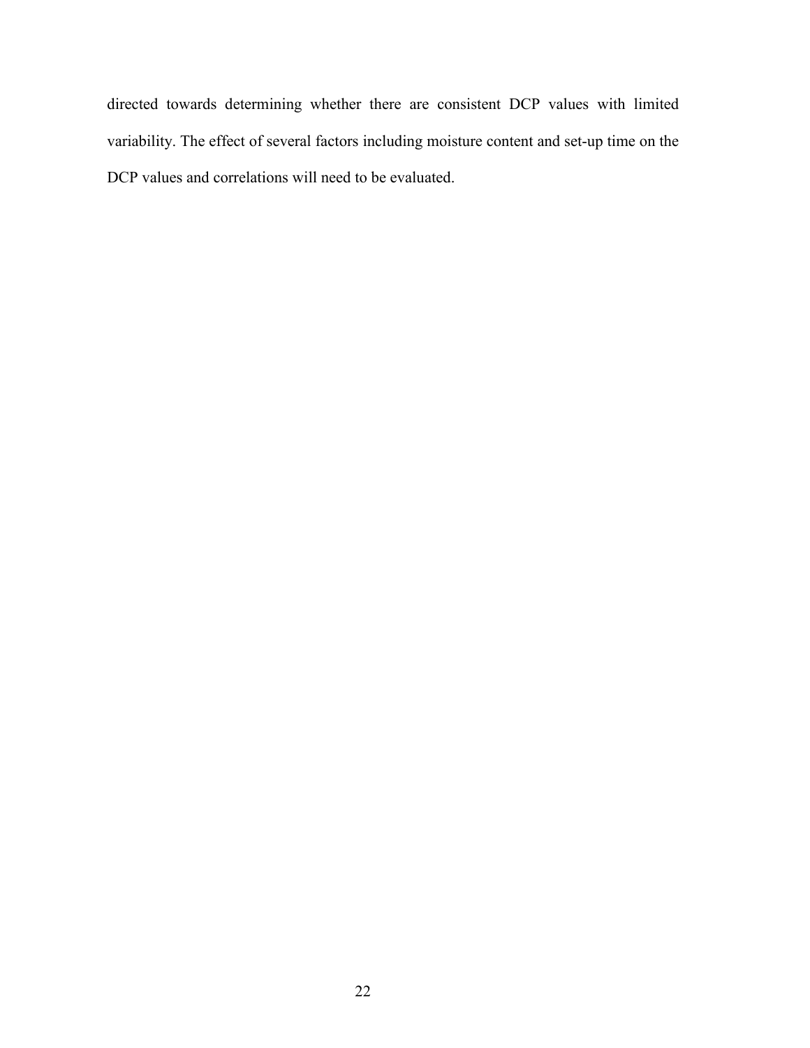directed towards determining whether there are consistent DCP values with limited variability. The effect of several factors including moisture content and set-up time on the DCP values and correlations will need to be evaluated.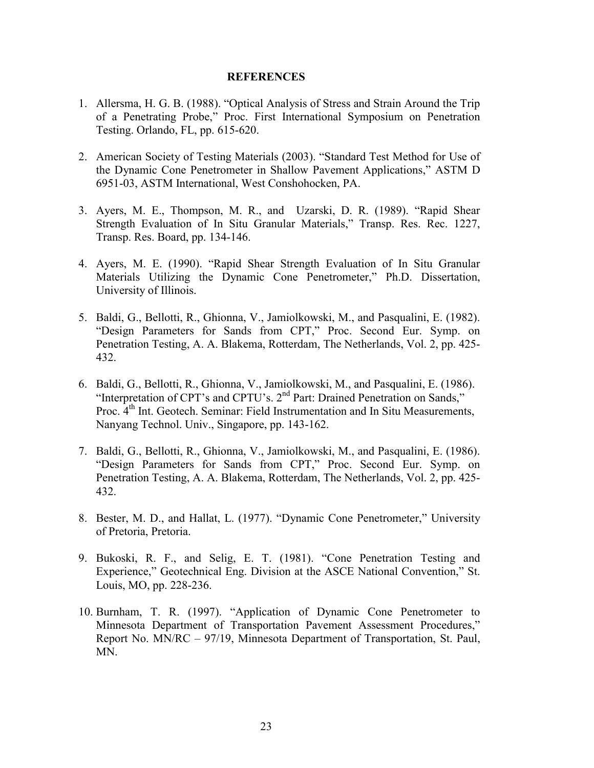**REFERENCES**

1. Allersma, H. G. B. (1988). "Optical Analysis of Stress and Strain Around the Trip of a Penetrating Probe," Proc. First International Symposium on Penetration Testing. Orlando, FL, pp. 615-620.

2. American Society of Testing Materials (2003). "Standard Test Method for Use of the Dynamic Cone Penetrometer in Shallow Pavement Applications," ASTM D 6951-03, ASTM International, West Conshohocken, PA.

3. Ayers, M. E., Thompson, M. R., and Uzarski, D. R. (1989). "Rapid Shear Strength Evaluation of In Situ Granular Materials," Transp. Res. Rec. 1227, Transp. Res. Board, pp. 134-146.

4. Ayers, M. E. (1990). "Rapid Shear Strength Evaluation of In Situ Granular Materials Utilizing the Dynamic Cone Penetrometer," Ph.D. Dissertation, University of Illinois.

5. Baldi, G., Bellotti, R., Ghionna, V., Jamiolkowski, M., and Pasqualini, E. (1982). "Design Parameters for Sands from CPT," Proc. Second Eur. Symp. on Penetration Testing, A. A. Blakema, Rotterdam, The Netherlands, Vol. 2, pp. 425-432.

6. Baldi, G., Bellotti, R., Ghionna, V., Jamiolkowski, M., and Pasqualini, E. (1986). "Interpretation of CPT's and CPTU's. 2nd Part: Drained Penetration on Sands," Proc. 4th Int. Geotech. Seminar: Field Instrumentation and In Situ Measurements, Nanyang Technol. Univ., Singapore, pp. 143-162.

7. Baldi, G., Bellotti, R., Ghionna, V., Jamiolkowski, M., and Pasqualini, E. (1986). "Design Parameters for Sands from CPT," Proc. Second Eur. Symp. on Penetration Testing, A. A. Blakema, Rotterdam, The Netherlands, Vol. 2, pp. 425-432.

8. Bester, M. D., and Hallat, L. (1977). "Dynamic Cone Penetrometer," University of Pretoria, Pretoria.

9. Bukoski, R. F., and Selig, E. T. (1981). "Cone Penetration Testing and Experience," Geotechnical Eng. Division at the ASCE National Convention," St. Louis, MO, pp. 228-236.

10. Burnham, T. R. (1997). "Application of Dynamic Cone Penetrometer to Minnesota Department of Transportation Pavement Assessment Procedures," Report No. MN/RC – 97/19, Minnesota Department of Transportation, St. Paul, MN.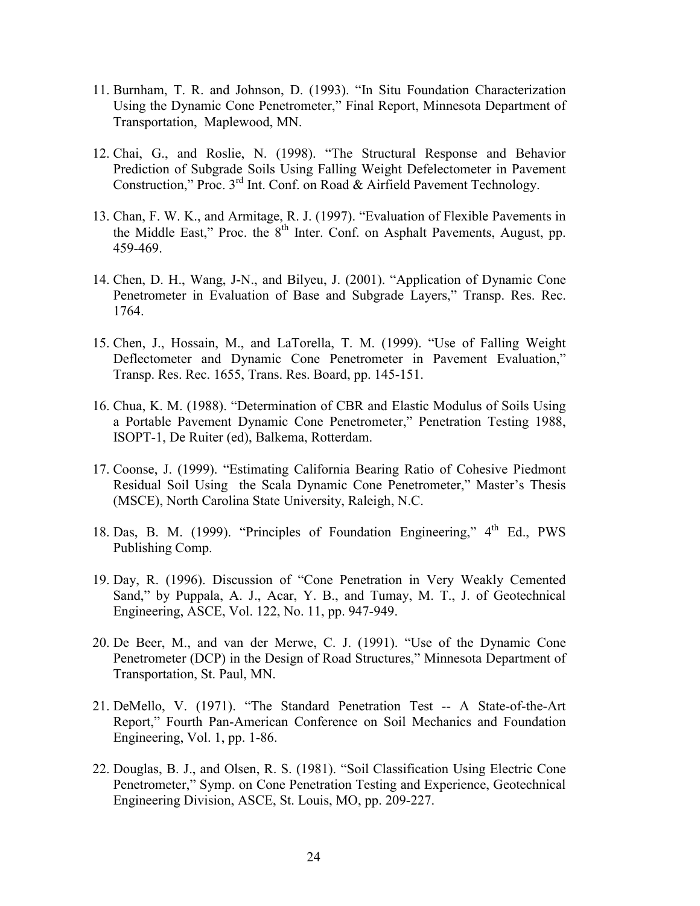11. Burnham, T. R. and Johnson, D. (1993). "In Situ Foundation Characterization Using the Dynamic Cone Penetrometer," Final Report, Minnesota Department of Transportation, Maplewood, MN.

12. Chai, G., and Roslie, N. (1998). "The Structural Response and Behavior Prediction of Subgrade Soils Using Falling Weight Defelectometer in Pavement Construction," Proc. 3rd Int. Conf. on Road & Airfield Pavement Technology.

13. Chan, F. W. K., and Armitage, R. J. (1997). "Evaluation of Flexible Pavements in the Middle East," Proc. the 8th Inter. Conf. on Asphalt Pavements, August, pp. 459-469.

14. Chen, D. H., Wang, J-N., and Bilyeu, J. (2001). "Application of Dynamic Cone Penetrometer in Evaluation of Base and Subgrade Layers," Transp. Res. Rec. 1764.

15. Chen, J., Hossain, M., and LaTorella, T. M. (1999). "Use of Falling Weight Deflectometer and Dynamic Cone Penetrometer in Pavement Evaluation," Transp. Res. Rec. 1655, Trans. Res. Board, pp. 145-151.

16. Chua, K. M. (1988). "Determination of CBR and Elastic Modulus of Soils Using a Portable Pavement Dynamic Cone Penetrometer," Penetration Testing 1988, ISOPT-1, De Ruiter (ed), Balkema, Rotterdam.

17. Coonse, J. (1999). "Estimating California Bearing Ratio of Cohesive Piedmont Residual Soil Using the Scala Dynamic Cone Penetrometer," Master's Thesis (MSCE), North Carolina State University, Raleigh, N.C.

18. Das, B. M. (1999). "Principles of Foundation Engineering," 4th Ed., PWS Publishing Comp.

19. Day, R. (1996). Discussion of "Cone Penetration in Very Weakly Cemented Sand," by Puppala, A. J., Acar, Y. B., and Tumay, M. T., J. of Geotechnical Engineering, ASCE, Vol. 122, No. 11, pp. 947-949.

20. De Beer, M., and van der Merwe, C. J. (1991). "Use of the Dynamic Cone Penetrometer (DCP) in the Design of Road Structures," Minnesota Department of Transportation, St. Paul, MN.

21. DeMello, V. (1971). "The Standard Penetration Test -- A State-of-the-Art Report," Fourth Pan-American Conference on Soil Mechanics and Foundation Engineering, Vol. 1, pp. 1-86.

22. Douglas, B. J., and Olsen, R. S. (1981). "Soil Classification Using Electric Cone Penetrometer," Symp. on Cone Penetration Testing and Experience, Geotechnical Engineering Division, ASCE, St. Louis, MO, pp. 209-227.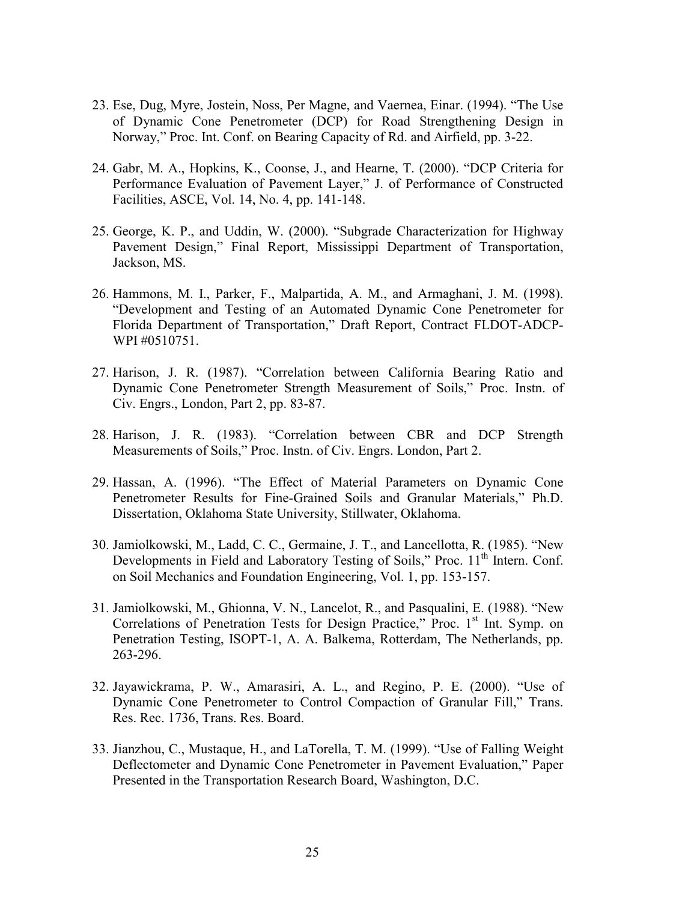23. Ese, Dug, Myre, Jostein, Noss, Per Magne, and Vaernea, Einar. (1994). "The Use of Dynamic Cone Penetrometer (DCP) for Road Strengthening Design in Norway," Proc. Int. Conf. on Bearing Capacity of Rd. and Airfield, pp. 3-22.

24. Gabr, M. A., Hopkins, K., Coonse, J., and Hearne, T. (2000). "DCP Criteria for Performance Evaluation of Pavement Layer," J. of Performance of Constructed Facilities, ASCE, Vol. 14, No. 4, pp. 141-148.

25. George, K. P., and Uddin, W. (2000). "Subgrade Characterization for Highway Pavement Design," Final Report, Mississippi Department of Transportation, Jackson, MS.

26. Hammons, M. I., Parker, F., Malpartida, A. M., and Armaghani, J. M. (1998). "Development and Testing of an Automated Dynamic Cone Penetrometer for Florida Department of Transportation," Draft Report, Contract FLDOT-ADCP-WPI #0510751.

27. Harison, J. R. (1987). "Correlation between California Bearing Ratio and Dynamic Cone Penetrometer Strength Measurement of Soils," Proc. Instn. of Civ. Engrs., London, Part 2, pp. 83-87.

28. Harison, J. R. (1983). "Correlation between CBR and DCP Strength Measurements of Soils," Proc. Instn. of Civ. Engrs. London, Part 2.

29. Hassan, A. (1996). "The Effect of Material Parameters on Dynamic Cone Penetrometer Results for Fine-Grained Soils and Granular Materials," Ph.D. Dissertation, Oklahoma State University, Stillwater, Oklahoma.

30. Jamiolkowski, M., Ladd, C. C., Germaine, J. T., and Lancellotta, R. (1985). "New Developments in Field and Laboratory Testing of Soils," Proc. 11th Intern. Conf. on Soil Mechanics and Foundation Engineering, Vol. 1, pp. 153-157.

31. Jamiolkowski, M., Ghionna, V. N., Lancelot, R., and Pasqualini, E. (1988). "New Correlations of Penetration Tests for Design Practice," Proc. 1st Int. Symp. on Penetration Testing, ISOPT-1, A. A. Balkema, Rotterdam, The Netherlands, pp. 263-296.

32. Jayawickrama, P. W., Amarasiri, A. L., and Regino, P. E. (2000). "Use of Dynamic Cone Penetrometer to Control Compaction of Granular Fill," Trans. Res. Rec. 1736, Trans. Res. Board.

33. Jianzhou, C., Mustaque, H., and LaTorella, T. M. (1999). "Use of Falling Weight Deflectometer and Dynamic Cone Penetrometer in Pavement Evaluation," Paper Presented in the Transportation Research Board, Washington, D.C.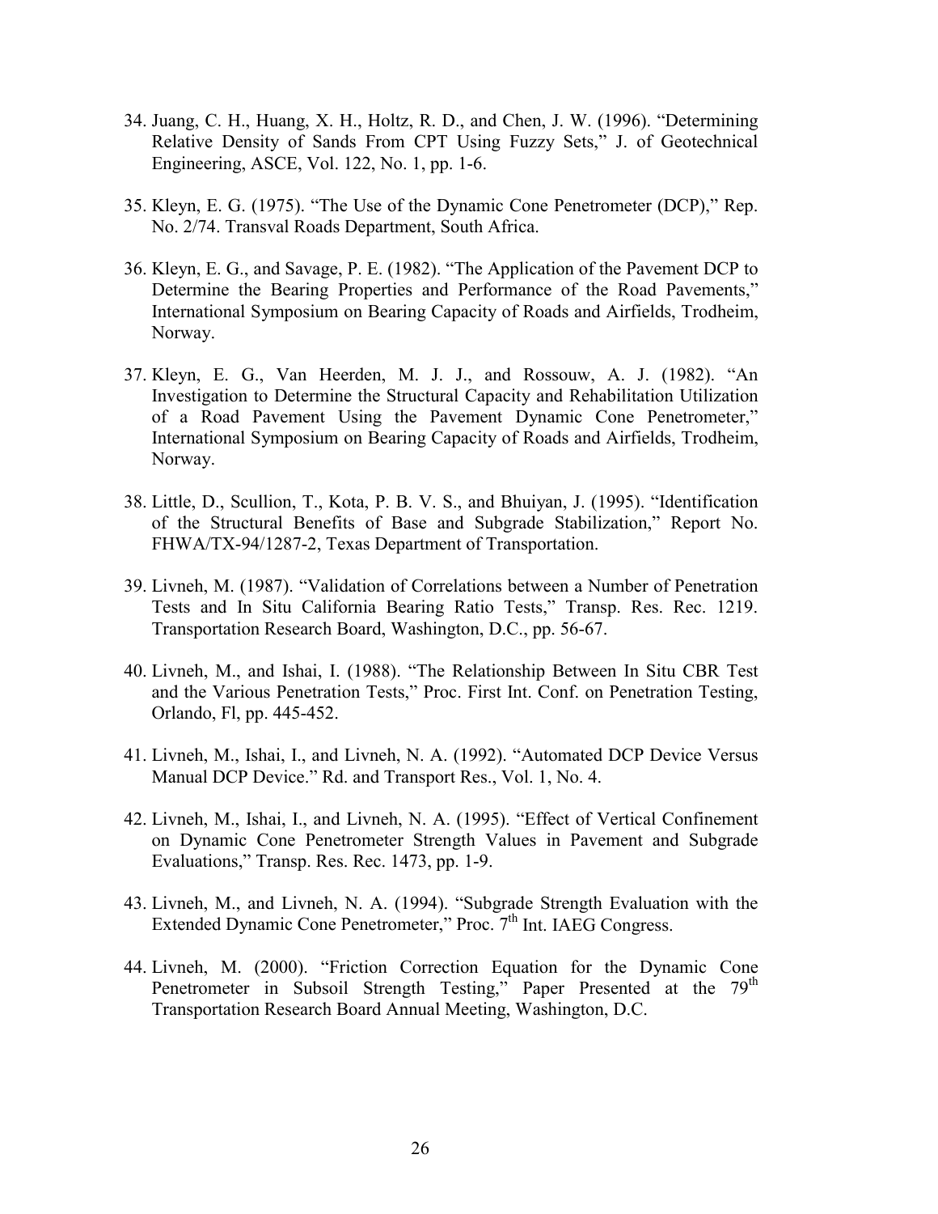34. Juang, C. H., Huang, X. H., Holtz, R. D., and Chen, J. W. (1996). "Determining Relative Density of Sands From CPT Using Fuzzy Sets," J. of Geotechnical Engineering, ASCE, Vol. 122, No. 1, pp. 1-6.

35. Kleyn, E. G. (1975). "The Use of the Dynamic Cone Penetrometer (DCP)," Rep. No. 2/74. Transval Roads Department, South Africa.

36. Kleyn, E. G., and Savage, P. E. (1982). "The Application of the Pavement DCP to Determine the Bearing Properties and Performance of the Road Pavements," International Symposium on Bearing Capacity of Roads and Airfields, Trodheim, Norway.

37. Kleyn, E. G., Van Heerden, M. J. J., and Rossouw, A. J. (1982). "An Investigation to Determine the Structural Capacity and Rehabilitation Utilization of a Road Pavement Using the Pavement Dynamic Cone Penetrometer," International Symposium on Bearing Capacity of Roads and Airfields, Trodheim, Norway.

38. Little, D., Scullion, T., Kota, P. B. V. S., and Bhuiyan, J. (1995). "Identification of the Structural Benefits of Base and Subgrade Stabilization," Report No. FHWA/TX-94/1287-2, Texas Department of Transportation.

39. Livneh, M. (1987). "Validation of Correlations between a Number of Penetration Tests and In Situ California Bearing Ratio Tests," Transp. Res. Rec. 1219. Transportation Research Board, Washington, D.C., pp. 56-67.

40. Livneh, M., and Ishai, I. (1988). "The Relationship Between In Situ CBR Test and the Various Penetration Tests," Proc. First Int. Conf. on Penetration Testing, Orlando, Fl, pp. 445-452.

41. Livneh, M., Ishai, I., and Livneh, N. A. (1992). "Automated DCP Device Versus Manual DCP Device." Rd. and Transport Res., Vol. 1, No. 4.

42. Livneh, M., Ishai, I., and Livneh, N. A. (1995). "Effect of Vertical Confinement on Dynamic Cone Penetrometer Strength Values in Pavement and Subgrade Evaluations," Transp. Res. Rec. 1473, pp. 1-9.

43. Livneh, M., and Livneh, N. A. (1994). "Subgrade Strength Evaluation with the Extended Dynamic Cone Penetrometer," Proc. 7th Int. IAEG Congress.

44. Livneh, M. (2000). "Friction Correction Equation for the Dynamic Cone Penetrometer in Subsoil Strength Testing," Paper Presented at the 79th Transportation Research Board Annual Meeting, Washington, D.C.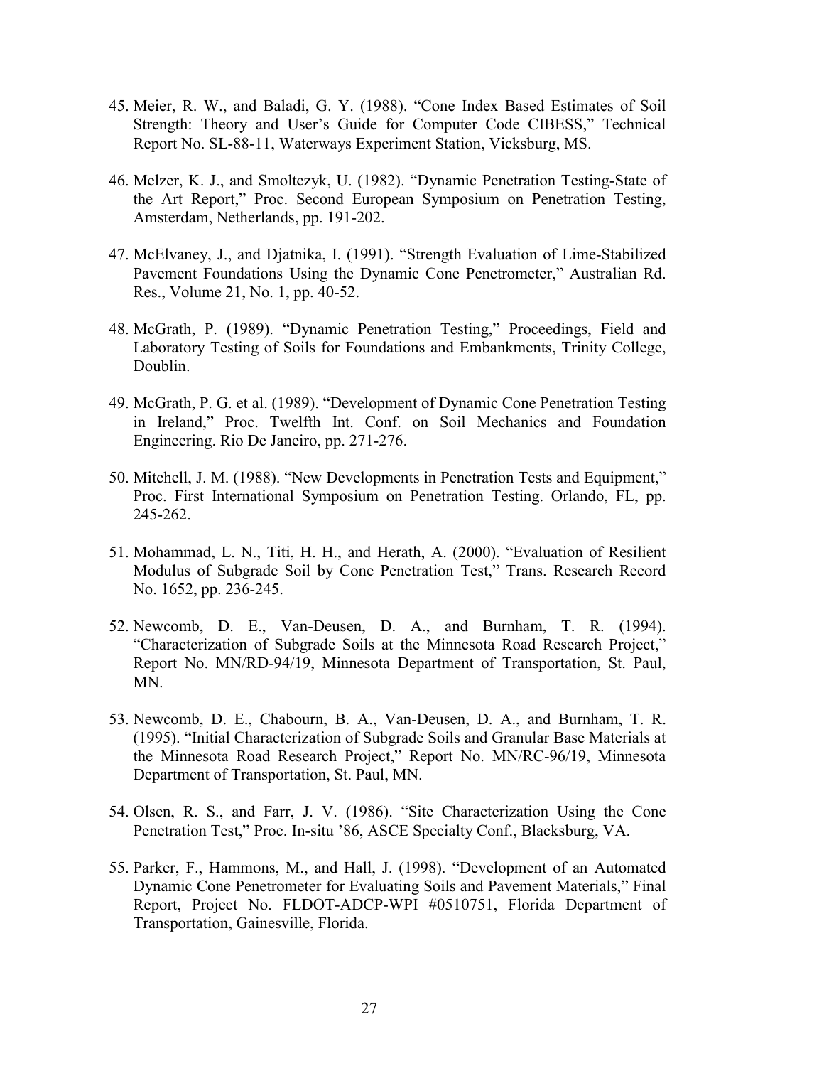45. Meier, R. W., and Baladi, G. Y. (1988). "Cone Index Based Estimates of Soil Strength: Theory and User's Guide for Computer Code CIBESS," Technical Report No. SL-88-11, Waterways Experiment Station, Vicksburg, MS.

46. Melzer, K. J., and Smoltczyk, U. (1982). "Dynamic Penetration Testing-State of the Art Report," Proc. Second European Symposium on Penetration Testing, Amsterdam, Netherlands, pp. 191-202.

47. McElvaney, J., and Djatnika, I. (1991). "Strength Evaluation of Lime-Stabilized Pavement Foundations Using the Dynamic Cone Penetrometer," Australian Rd. Res., Volume 21, No. 1, pp. 40-52.

48. McGrath, P. (1989). "Dynamic Penetration Testing," Proceedings, Field and Laboratory Testing of Soils for Foundations and Embankments, Trinity College, Doublin.

49. McGrath, P. G. et al. (1989). "Development of Dynamic Cone Penetration Testing in Ireland," Proc. Twelfth Int. Conf. on Soil Mechanics and Foundation Engineering. Rio De Janeiro, pp. 271-276.

50. Mitchell, J. M. (1988). "New Developments in Penetration Tests and Equipment," Proc. First International Symposium on Penetration Testing. Orlando, FL, pp. 245-262.

51. Mohammad, L. N., Titi, H. H., and Herath, A. (2000). "Evaluation of Resilient Modulus of Subgrade Soil by Cone Penetration Test," Trans. Research Record No. 1652, pp. 236-245.

52. Newcomb, D. E., Van-Deusen, D. A., and Burnham, T. R. (1994). "Characterization of Subgrade Soils at the Minnesota Road Research Project," Report No. MN/RD-94/19, Minnesota Department of Transportation, St. Paul, MN.

53. Newcomb, D. E., Chabourn, B. A., Van-Deusen, D. A., and Burnham, T. R. (1995). "Initial Characterization of Subgrade Soils and Granular Base Materials at the Minnesota Road Research Project," Report No. MN/RC-96/19, Minnesota Department of Transportation, St. Paul, MN.

54. Olsen, R. S., and Farr, J. V. (1986). "Site Characterization Using the Cone Penetration Test," Proc. In-situ '86, ASCE Specialty Conf., Blacksburg, VA.

55. Parker, F., Hammons, M., and Hall, J. (1998). "Development of an Automated Dynamic Cone Penetrometer for Evaluating Soils and Pavement Materials," Final Report, Project No. FLDOT-ADCP-WPI #0510751, Florida Department of Transportation, Gainesville, Florida.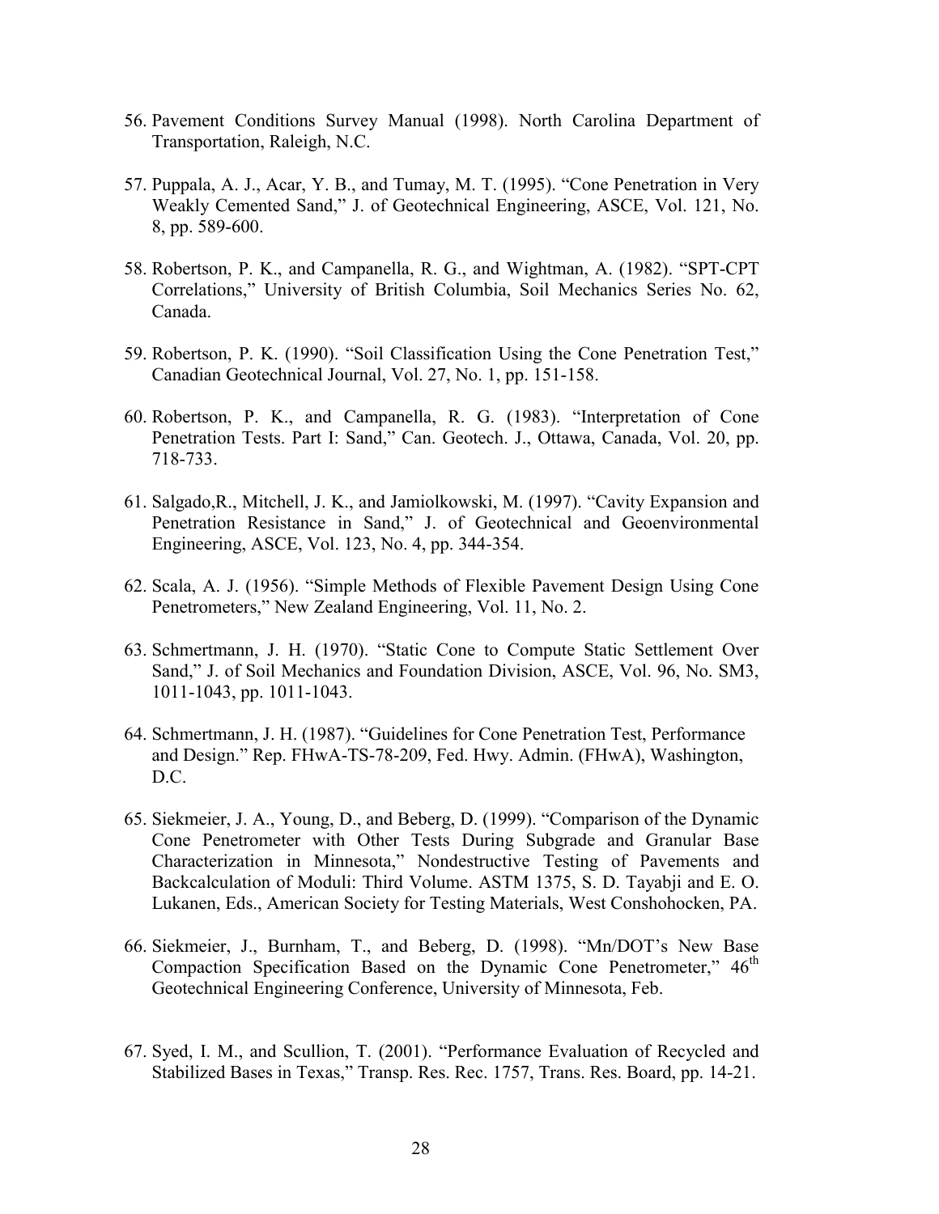56. Pavement Conditions Survey Manual (1998). North Carolina Department of Transportation, Raleigh, N.C.

57. Puppala, A. J., Acar, Y. B., and Tumay, M. T. (1995). "Cone Penetration in Very Weakly Cemented Sand," J. of Geotechnical Engineering, ASCE, Vol. 121, No. 8, pp. 589-600.

58. Robertson, P. K., and Campanella, R. G., and Wightman, A. (1982). "SPT-CPT Correlations," University of British Columbia, Soil Mechanics Series No. 62, Canada.

59. Robertson, P. K. (1990). "Soil Classification Using the Cone Penetration Test," Canadian Geotechnical Journal, Vol. 27, No. 1, pp. 151-158.

60. Robertson, P. K., and Campanella, R. G. (1983). "Interpretation of Cone Penetration Tests. Part I: Sand," Can. Geotech. J., Ottawa, Canada, Vol. 20, pp. 718-733.

61. Salgado,R., Mitchell, J. K., and Jamiolkowski, M. (1997). "Cavity Expansion and Penetration Resistance in Sand," J. of Geotechnical and Geoenvironmental Engineering, ASCE, Vol. 123, No. 4, pp. 344-354.

62. Scala, A. J. (1956). "Simple Methods of Flexible Pavement Design Using Cone Penetrometers," New Zealand Engineering, Vol. 11, No. 2.

63. Schmertmann, J. H. (1970). "Static Cone to Compute Static Settlement Over Sand," J. of Soil Mechanics and Foundation Division, ASCE, Vol. 96, No. SM3, 1011-1043, pp. 1011-1043.

64. Schmertmann, J. H. (1987). "Guidelines for Cone Penetration Test, Performance and Design." Rep. FHwA-TS-78-209, Fed. Hwy. Admin. (FHwA), Washington, D.C.

65. Siekmeier, J. A., Young, D., and Beberg, D. (1999). "Comparison of the Dynamic Cone Penetrometer with Other Tests During Subgrade and Granular Base Characterization in Minnesota," Nondestructive Testing of Pavements and Backcalculation of Moduli: Third Volume. ASTM 1375, S. D. Tayabji and E. O. Lukanen, Eds., American Society for Testing Materials, West Conshohocken, PA.

66. Siekmeier, J., Burnham, T., and Beberg, D. (1998). "Mn/DOT's New Base Compaction Specification Based on the Dynamic Cone Penetrometer," 46th Geotechnical Engineering Conference, University of Minnesota, Feb.

67. Syed, I. M., and Scullion, T. (2001). "Performance Evaluation of Recycled and Stabilized Bases in Texas," Transp. Res. Rec. 1757, Trans. Res. Board, pp. 14-21.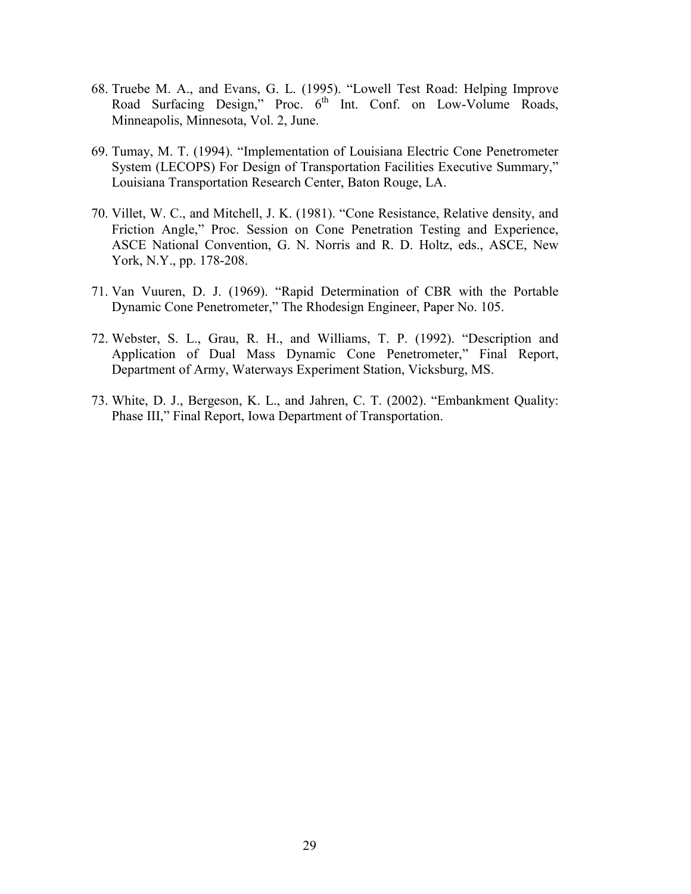68. Truebe M. A., and Evans, G. L. (1995). "Lowell Test Road: Helping Improve Road Surfacing Design," Proc. $6^{th}$ Int. Conf. on Low-Volume Roads, Minneapolis, Minnesota, Vol. 2, June.

69. Tumay, M. T. (1994). "Implementation of Louisiana Electric Cone Penetrometer System (LECOPS) For Design of Transportation Facilities Executive Summary," Louisiana Transportation Research Center, Baton Rouge, LA.

70. Villet, W. C., and Mitchell, J. K. (1981). "Cone Resistance, Relative density, and Friction Angle," Proc. Session on Cone Penetration Testing and Experience, ASCE National Convention, G. N. Norris and R. D. Holtz, eds., ASCE, New York, N.Y., pp. 178-208.

71. Van Vuuren, D. J. (1969). "Rapid Determination of CBR with the Portable Dynamic Cone Penetrometer," The Rhodesign Engineer, Paper No. 105.

72. Webster, S. L., Grau, R. H., and Williams, T. P. (1992). "Description and Application of Dual Mass Dynamic Cone Penetrometer," Final Report, Department of Army, Waterways Experiment Station, Vicksburg, MS.

73. White, D. J., Bergeson, K. L., and Jahren, C. T. (2002). "Embankment Quality: Phase III," Final Report, Iowa Department of Transportation.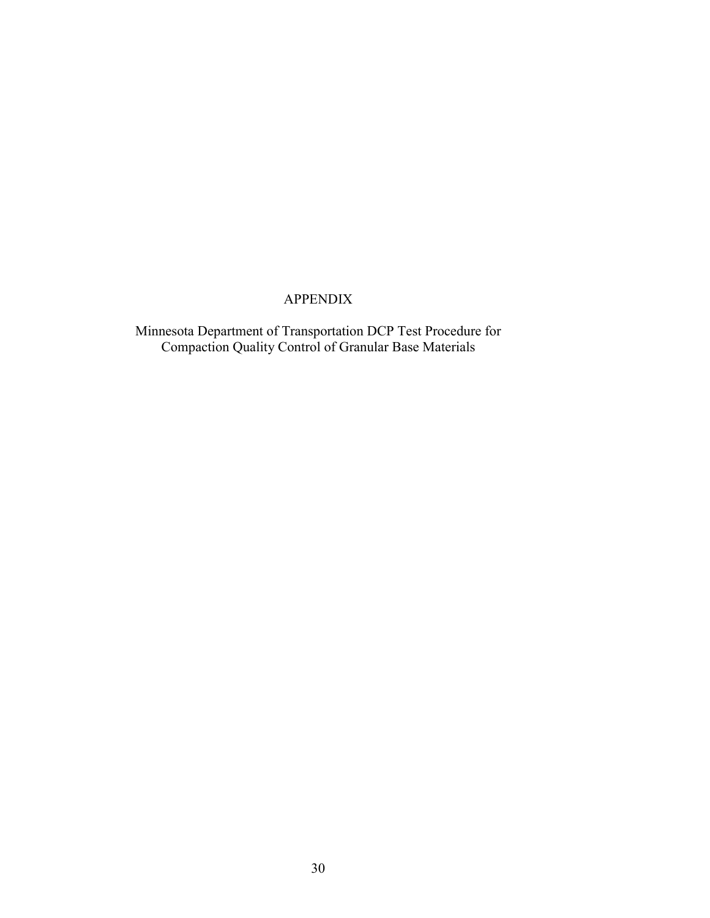# APPENDIX

Minnesota Department of Transportation DCP Test Procedure for Compaction Quality Control of Granular Base Materials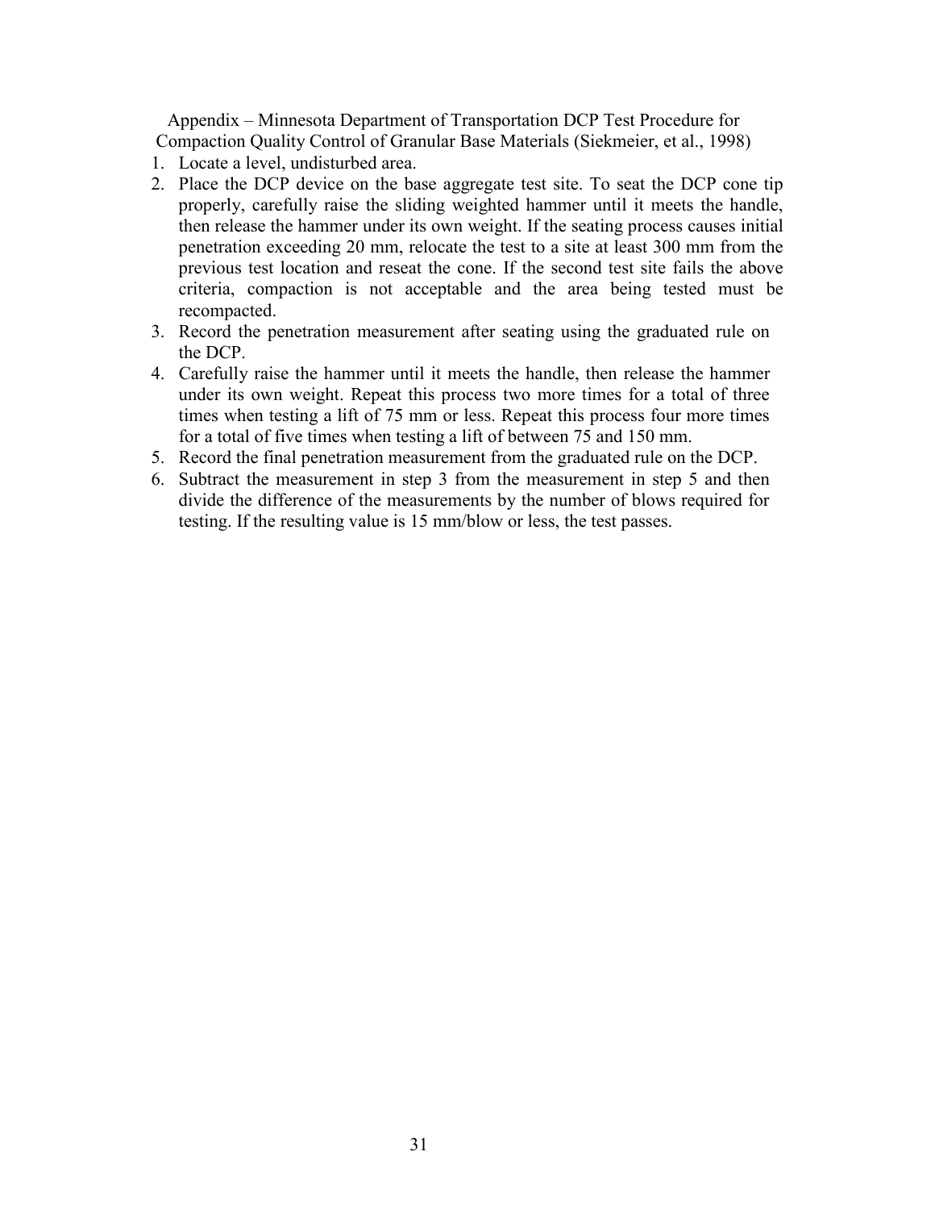# Appendix – Minnesota Department of Transportation DCP Test Procedure for Compaction Quality Control of Granular Base Materials (Siekmeier, et al., 1998)

1. Locate a level, undisturbed area.
2. Place the DCP device on the base aggregate test site. To seat the DCP cone tip properly, carefully raise the sliding weighted hammer until it meets the handle, then release the hammer under its own weight. If the seating process causes initial penetration exceeding 20 mm, relocate the test to a site at least 300 mm from the previous test location and reseat the cone. If the second test site fails the above criteria, compaction is not acceptable and the area being tested must be recompacted.
3. Record the penetration measurement after seating using the graduated rule on the DCP.
4. Carefully raise the hammer until it meets the handle, then release the hammer under its own weight. Repeat this process two more times for a total of three times when testing a lift of 75 mm or less. Repeat this process four more times for a total of five times when testing a lift of between 75 and 150 mm.
5. Record the final penetration measurement from the graduated rule on the DCP.
6. Subtract the measurement in step 3 from the measurement in step 5 and then divide the difference of the measurements by the number of blows required for testing. If the resulting value is 15 mm/blow or less, the test passes.